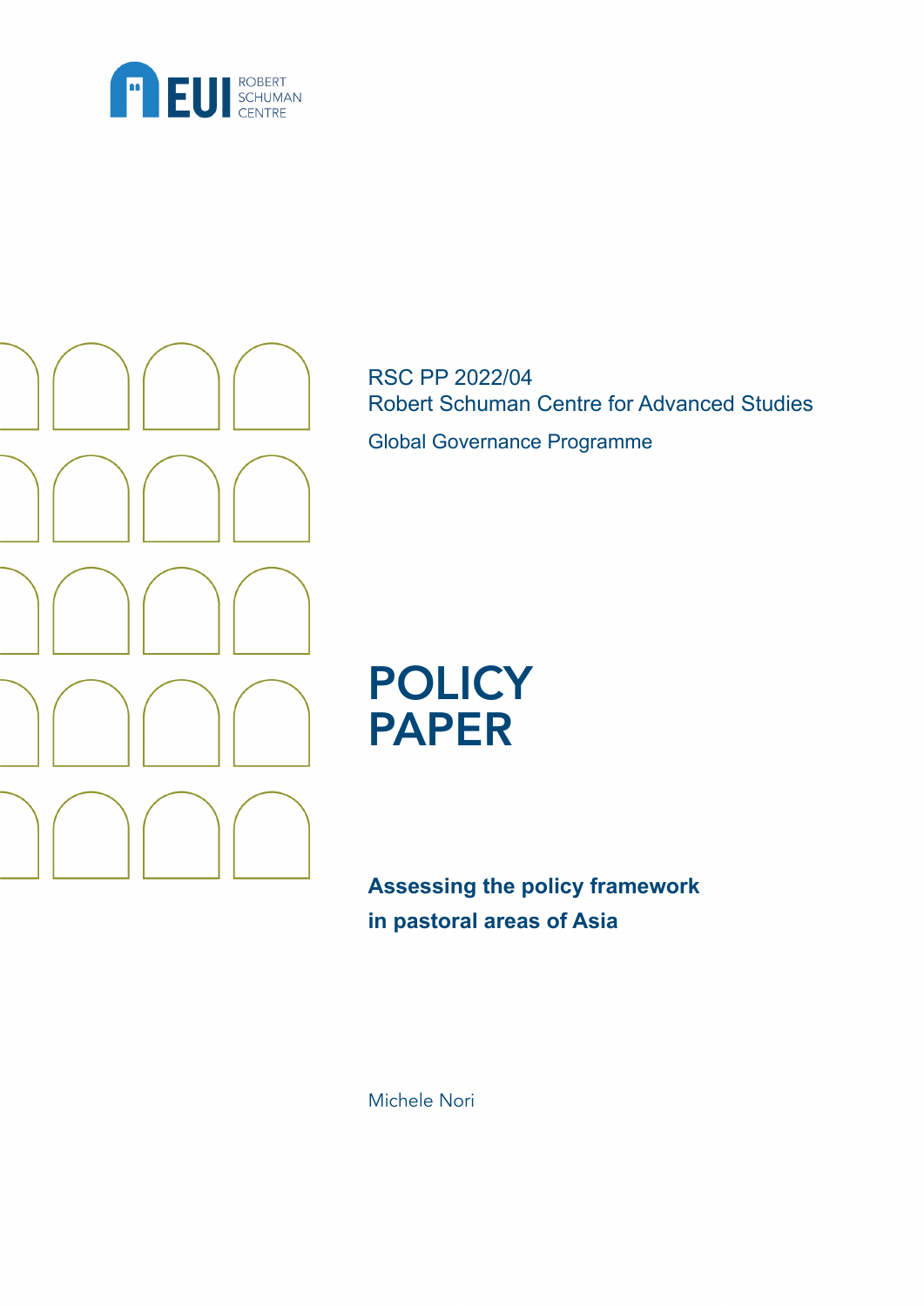EUI ROBERT SCHUMAN CENTRE

RSC PP 2022/04
Robert Schuman Centre for Advanced Studies
Global Governance Programme

# POLICY PAPER

**Assessing the policy framework in pastoral areas of Asia**

Michele Nori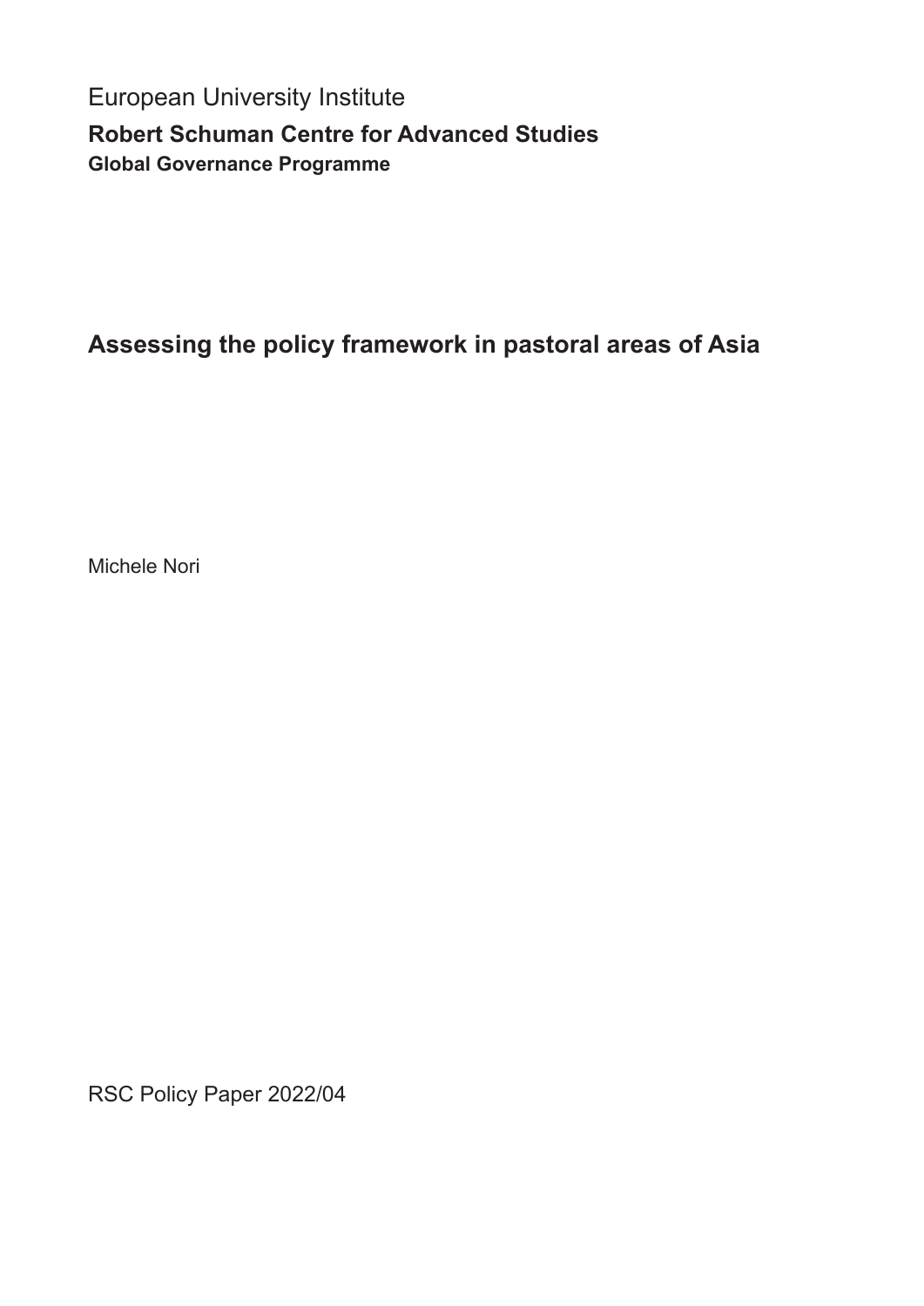European University Institute

**Robert Schuman Centre for Advanced Studies**

**Global Governance Programme**

# Assessing the policy framework in pastoral areas of Asia

Michele Nori

RSC Policy Paper 2022/04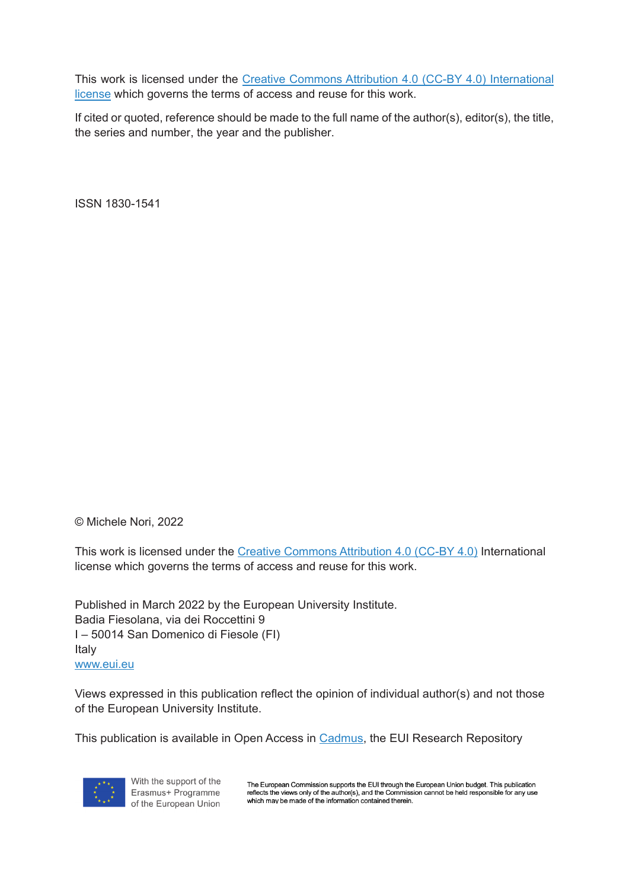This work is licensed under the [Creative Commons Attribution 4.0 (CC-BY 4.0) International license](https://creativecommons.org/licenses/by/4.0/) which governs the terms of access and reuse for this work.

If cited or quoted, reference should be made to the full name of the author(s), editor(s), the title, the series and number, the year and the publisher.

ISSN 1830-1541

© Michele Nori, 2022

This work is licensed under the [Creative Commons Attribution 4.0 (CC-BY 4.0)](https://creativecommons.org/licenses/by/4.0/) International license which governs the terms of access and reuse for this work.

Published in March 2022 by the European University Institute.
Badia Fiesolana, via dei Roccettini 9
I – 50014 San Domenico di Fiesole (FI)
Italy
[www.eui.eu](http://www.eui.eu)

Views expressed in this publication reflect the opinion of individual author(s) and not those of the European University Institute.

This publication is available in Open Access in [Cadmus](https://cadmus.eui.eu), the EUI Research Repository

With the support of the Erasmus+ Programme of the European Union

The European Commission supports the EUI through the European Union budget. This publication reflects the views only of the author(s), and the Commission cannot be held responsible for any use which may be made of the information contained therein.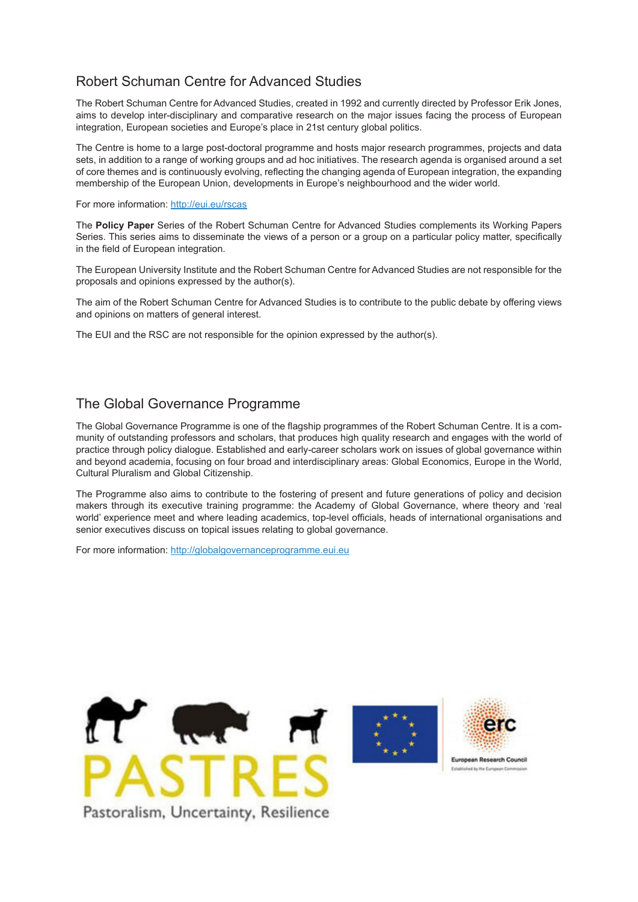## Robert Schuman Centre for Advanced Studies

The Robert Schuman Centre for Advanced Studies, created in 1992 and currently directed by Professor Erik Jones, aims to develop inter-disciplinary and comparative research on the major issues facing the process of European integration, European societies and Europe's place in 21st century global politics.

The Centre is home to a large post-doctoral programme and hosts major research programmes, projects and data sets, in addition to a range of working groups and ad hoc initiatives. The research agenda is organised around a set of core themes and is continuously evolving, reflecting the changing agenda of European integration, the expanding membership of the European Union, developments in Europe's neighbourhood and the wider world.

For more information: http://eui.eu/rscas

The **Policy Paper** Series of the Robert Schuman Centre for Advanced Studies complements its Working Papers Series. This series aims to disseminate the views of a person or a group on a particular policy matter, specifically in the field of European integration.

The European University Institute and the Robert Schuman Centre for Advanced Studies are not responsible for the proposals and opinions expressed by the author(s).

The aim of the Robert Schuman Centre for Advanced Studies is to contribute to the public debate by offering views and opinions on matters of general interest.

The EUI and the RSC are not responsible for the opinion expressed by the author(s).

## The Global Governance Programme

The Global Governance Programme is one of the flagship programmes of the Robert Schuman Centre. It is a community of outstanding professors and scholars, that produces high quality research and engages with the world of practice through policy dialogue. Established and early-career scholars work on issues of global governance within and beyond academia, focusing on four broad and interdisciplinary areas: Global Economics, Europe in the World, Cultural Pluralism and Global Citizenship.

The Programme also aims to contribute to the fostering of present and future generations of policy and decision makers through its executive training programme: the Academy of Global Governance, where theory and 'real world' experience meet and where leading academics, top-level officials, heads of international organisations and senior executives discuss on topical issues relating to global governance.

For more information: http://globalgovernanceprogramme.eui.eu

PASTRES
Pastoralism, Uncertainty, Resilience

erc
European Research Council
Established by the European Commission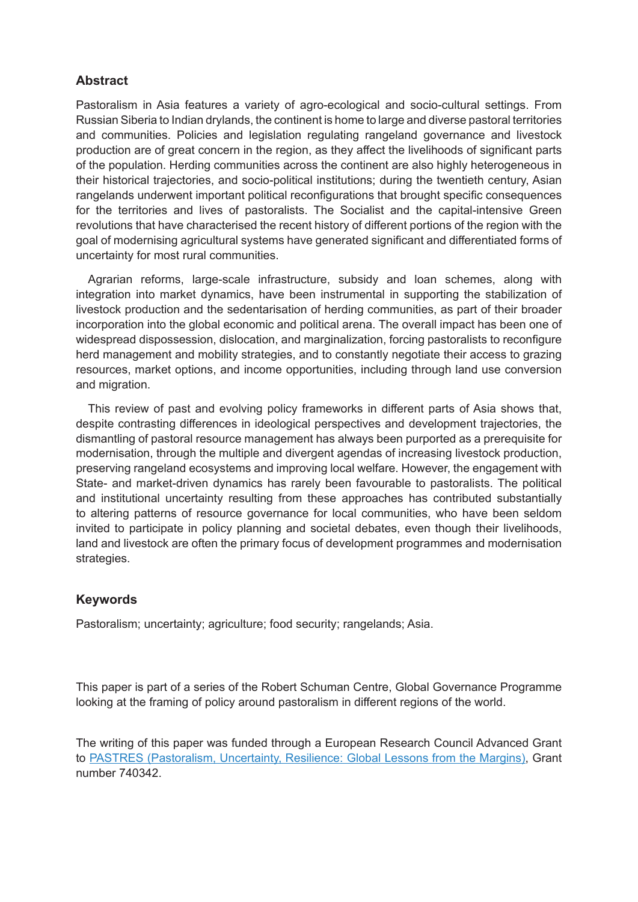## Abstract

Pastoralism in Asia features a variety of agro-ecological and socio-cultural settings. From Russian Siberia to Indian drylands, the continent is home to large and diverse pastoral territories and communities. Policies and legislation regulating rangeland governance and livestock production are of great concern in the region, as they affect the livelihoods of significant parts of the population. Herding communities across the continent are also highly heterogeneous in their historical trajectories, and socio-political institutions; during the twentieth century, Asian rangelands underwent important political reconfigurations that brought specific consequences for the territories and lives of pastoralists. The Socialist and the capital-intensive Green revolutions that have characterised the recent history of different portions of the region with the goal of modernising agricultural systems have generated significant and differentiated forms of uncertainty for most rural communities.

Agrarian reforms, large-scale infrastructure, subsidy and loan schemes, along with integration into market dynamics, have been instrumental in supporting the stabilization of livestock production and the sedentarisation of herding communities, as part of their broader incorporation into the global economic and political arena. The overall impact has been one of widespread dispossession, dislocation, and marginalization, forcing pastoralists to reconfigure herd management and mobility strategies, and to constantly negotiate their access to grazing resources, market options, and income opportunities, including through land use conversion and migration.

This review of past and evolving policy frameworks in different parts of Asia shows that, despite contrasting differences in ideological perspectives and development trajectories, the dismantling of pastoral resource management has always been purported as a prerequisite for modernisation, through the multiple and divergent agendas of increasing livestock production, preserving rangeland ecosystems and improving local welfare. However, the engagement with State- and market-driven dynamics has rarely been favourable to pastoralists. The political and institutional uncertainty resulting from these approaches has contributed substantially to altering patterns of resource governance for local communities, who have been seldom invited to participate in policy planning and societal debates, even though their livelihoods, land and livestock are often the primary focus of development programmes and modernisation strategies.

## Keywords

Pastoralism; uncertainty; agriculture; food security; rangelands; Asia.

This paper is part of a series of the Robert Schuman Centre, Global Governance Programme looking at the framing of policy around pastoralism in different regions of the world.

The writing of this paper was funded through a European Research Council Advanced Grant to PASTRES (Pastoralism, Uncertainty, Resilience: Global Lessons from the Margins), Grant number 740342.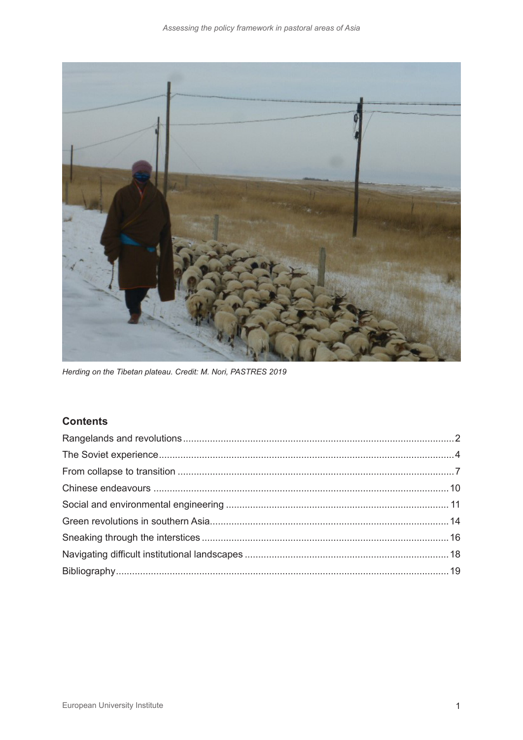Herding on the Tibetan plateau. Credit: M. Nori, PASTRES 2019

## Contents

Rangelands and revolutions .......... 2
The Soviet experience .......... 4
From collapse to transition .......... 7
Chinese endeavours .......... 10
Social and environmental engineering .......... 11
Green revolutions in southern Asia .......... 14
Sneaking through the interstices .......... 16
Navigating difficult institutional landscapes .......... 18
Bibliography .......... 19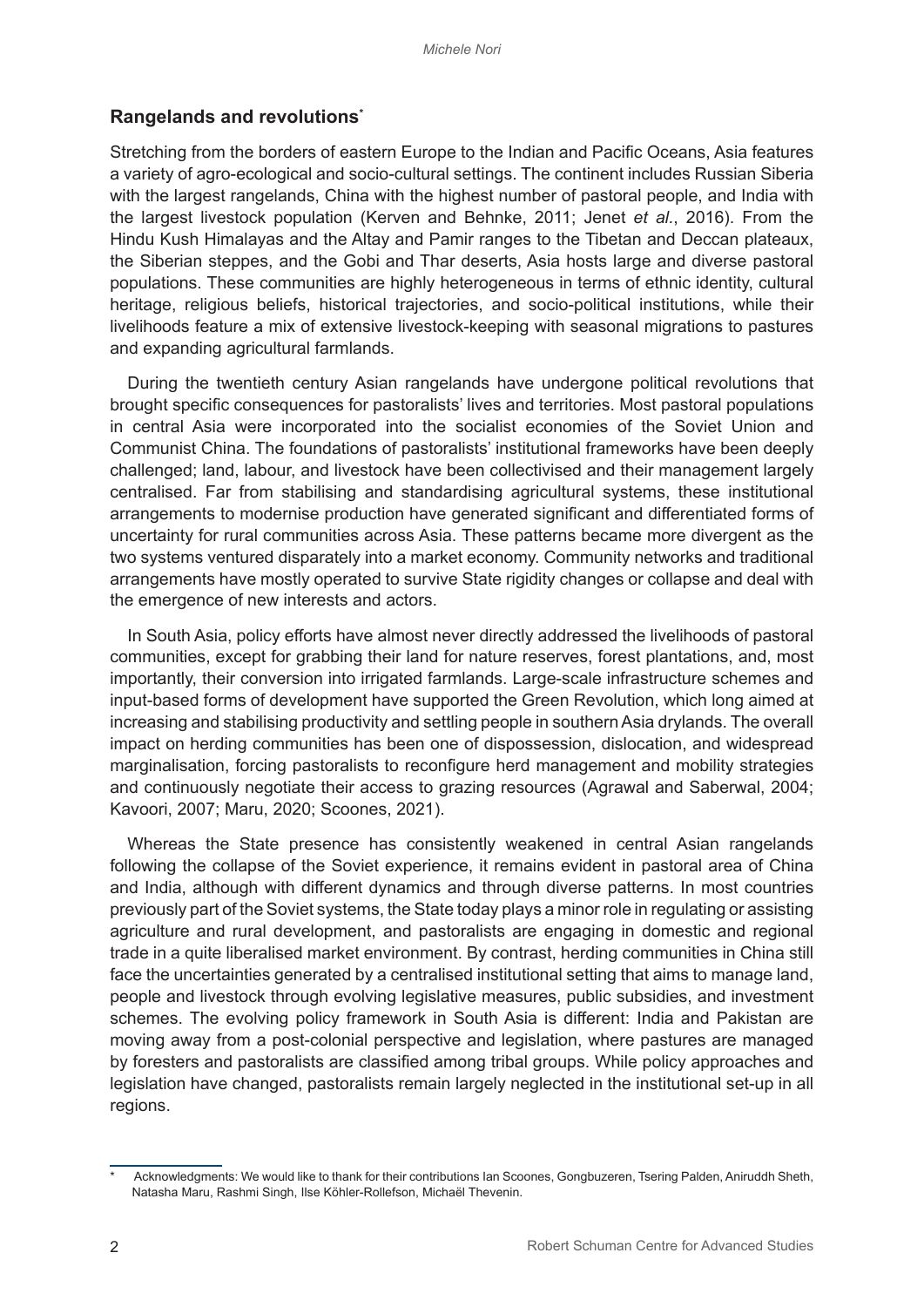## Rangelands and revolutions*

Stretching from the borders of eastern Europe to the Indian and Pacific Oceans, Asia features a variety of agro-ecological and socio-cultural settings. The continent includes Russian Siberia with the largest rangelands, China with the highest number of pastoral people, and India with the largest livestock population (Kerven and Behnke, 2011; Jenet *et al.*, 2016). From the Hindu Kush Himalayas and the Altay and Pamir ranges to the Tibetan and Deccan plateaux, the Siberian steppes, and the Gobi and Thar deserts, Asia hosts large and diverse pastoral populations. These communities are highly heterogeneous in terms of ethnic identity, cultural heritage, religious beliefs, historical trajectories, and socio-political institutions, while their livelihoods feature a mix of extensive livestock-keeping with seasonal migrations to pastures and expanding agricultural farmlands.

During the twentieth century Asian rangelands have undergone political revolutions that brought specific consequences for pastoralists' lives and territories. Most pastoral populations in central Asia were incorporated into the socialist economies of the Soviet Union and Communist China. The foundations of pastoralists' institutional frameworks have been deeply challenged; land, labour, and livestock have been collectivised and their management largely centralised. Far from stabilising and standardising agricultural systems, these institutional arrangements to modernise production have generated significant and differentiated forms of uncertainty for rural communities across Asia. These patterns became more divergent as the two systems ventured disparately into a market economy. Community networks and traditional arrangements have mostly operated to survive State rigidity changes or collapse and deal with the emergence of new interests and actors.

In South Asia, policy efforts have almost never directly addressed the livelihoods of pastoral communities, except for grabbing their land for nature reserves, forest plantations, and, most importantly, their conversion into irrigated farmlands. Large-scale infrastructure schemes and input-based forms of development have supported the Green Revolution, which long aimed at increasing and stabilising productivity and settling people in southern Asia drylands. The overall impact on herding communities has been one of dispossession, dislocation, and widespread marginalisation, forcing pastoralists to reconfigure herd management and mobility strategies and continuously negotiate their access to grazing resources (Agrawal and Saberwal, 2004; Kavoori, 2007; Maru, 2020; Scoones, 2021).

Whereas the State presence has consistently weakened in central Asian rangelands following the collapse of the Soviet experience, it remains evident in pastoral area of China and India, although with different dynamics and through diverse patterns. In most countries previously part of the Soviet systems, the State today plays a minor role in regulating or assisting agriculture and rural development, and pastoralists are engaging in domestic and regional trade in a quite liberalised market environment. By contrast, herding communities in China still face the uncertainties generated by a centralised institutional setting that aims to manage land, people and livestock through evolving legislative measures, public subsidies, and investment schemes. The evolving policy framework in South Asia is different: India and Pakistan are moving away from a post-colonial perspective and legislation, where pastures are managed by foresters and pastoralists are classified among tribal groups. While policy approaches and legislation have changed, pastoralists remain largely neglected in the institutional set-up in all regions.

---

* Acknowledgments: We would like to thank for their contributions Ian Scoones, Gongbuzeren, Tsering Palden, Aniruddh Sheth, Natasha Maru, Rashmi Singh, Ilse Köhler-Rollefson, Michaël Thevenin.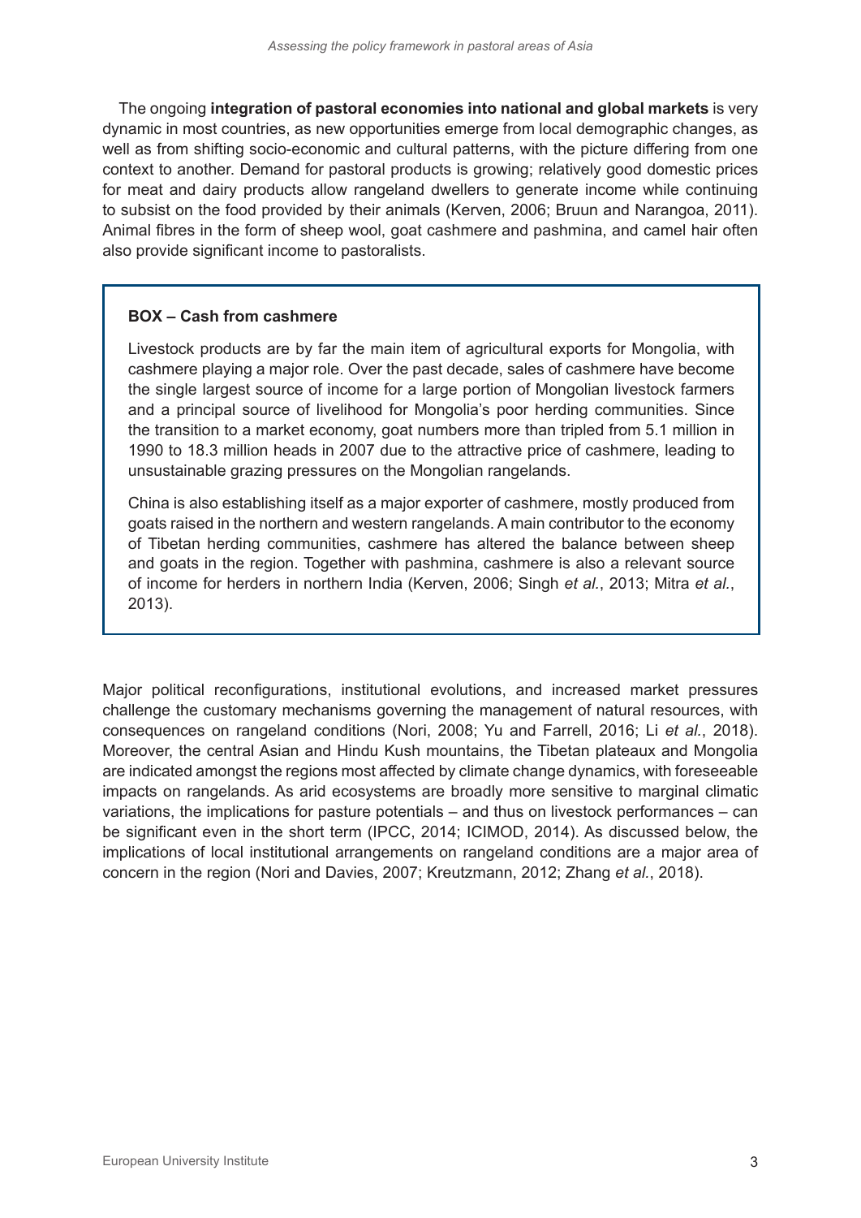The ongoing **integration of pastoral economies into national and global markets** is very dynamic in most countries, as new opportunities emerge from local demographic changes, as well as from shifting socio-economic and cultural patterns, with the picture differing from one context to another. Demand for pastoral products is growing; relatively good domestic prices for meat and dairy products allow rangeland dwellers to generate income while continuing to subsist on the food provided by their animals (Kerven, 2006; Bruun and Narangoa, 2011). Animal fibres in the form of sheep wool, goat cashmere and pashmina, and camel hair often also provide significant income to pastoralists.

> **BOX – Cash from cashmere**
>
> Livestock products are by far the main item of agricultural exports for Mongolia, with cashmere playing a major role. Over the past decade, sales of cashmere have become the single largest source of income for a large portion of Mongolian livestock farmers and a principal source of livelihood for Mongolia's poor herding communities. Since the transition to a market economy, goat numbers more than tripled from 5.1 million in 1990 to 18.3 million heads in 2007 due to the attractive price of cashmere, leading to unsustainable grazing pressures on the Mongolian rangelands.
>
> China is also establishing itself as a major exporter of cashmere, mostly produced from goats raised in the northern and western rangelands. A main contributor to the economy of Tibetan herding communities, cashmere has altered the balance between sheep and goats in the region. Together with pashmina, cashmere is also a relevant source of income for herders in northern India (Kerven, 2006; Singh *et al.*, 2013; Mitra *et al.*, 2013).

Major political reconfigurations, institutional evolutions, and increased market pressures challenge the customary mechanisms governing the management of natural resources, with consequences on rangeland conditions (Nori, 2008; Yu and Farrell, 2016; Li *et al.*, 2018). Moreover, the central Asian and Hindu Kush mountains, the Tibetan plateaux and Mongolia are indicated amongst the regions most affected by climate change dynamics, with foreseeable impacts on rangelands. As arid ecosystems are broadly more sensitive to marginal climatic variations, the implications for pasture potentials – and thus on livestock performances – can be significant even in the short term (IPCC, 2014; ICIMOD, 2014). As discussed below, the implications of local institutional arrangements on rangeland conditions are a major area of concern in the region (Nori and Davies, 2007; Kreutzmann, 2012; Zhang *et al.*, 2018).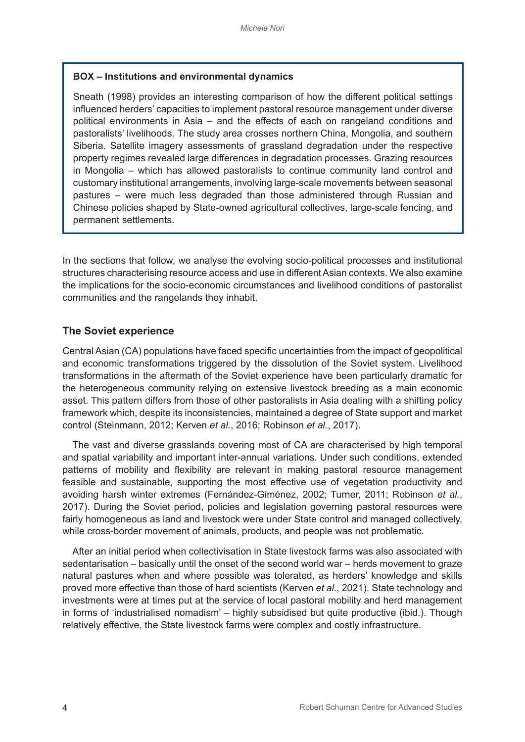**BOX – Institutions and environmental dynamics**

Sneath (1998) provides an interesting comparison of how the different political settings influenced herders' capacities to implement pastoral resource management under diverse political environments in Asia – and the effects of each on rangeland conditions and pastoralists' livelihoods. The study area crosses northern China, Mongolia, and southern Siberia. Satellite imagery assessments of grassland degradation under the respective property regimes revealed large differences in degradation processes. Grazing resources in Mongolia – which has allowed pastoralists to continue community land control and customary institutional arrangements, involving large-scale movements between seasonal pastures – were much less degraded than those administered through Russian and Chinese policies shaped by State-owned agricultural collectives, large-scale fencing, and permanent settlements.

In the sections that follow, we analyse the evolving socio-political processes and institutional structures characterising resource access and use in different Asian contexts. We also examine the implications for the socio-economic circumstances and livelihood conditions of pastoralist communities and the rangelands they inhabit.

## The Soviet experience

Central Asian (CA) populations have faced specific uncertainties from the impact of geopolitical and economic transformations triggered by the dissolution of the Soviet system. Livelihood transformations in the aftermath of the Soviet experience have been particularly dramatic for the heterogeneous community relying on extensive livestock breeding as a main economic asset. This pattern differs from those of other pastoralists in Asia dealing with a shifting policy framework which, despite its inconsistencies, maintained a degree of State support and market control (Steinmann, 2012; Kerven *et al.*, 2016; Robinson *et al.*, 2017).

The vast and diverse grasslands covering most of CA are characterised by high temporal and spatial variability and important inter-annual variations. Under such conditions, extended patterns of mobility and flexibility are relevant in making pastoral resource management feasible and sustainable, supporting the most effective use of vegetation productivity and avoiding harsh winter extremes (Fernández-Giménez, 2002; Turner, 2011; Robinson *et al.*, 2017). During the Soviet period, policies and legislation governing pastoral resources were fairly homogeneous as land and livestock were under State control and managed collectively, while cross-border movement of animals, products, and people was not problematic.

After an initial period when collectivisation in State livestock farms was also associated with sedentarisation – basically until the onset of the second world war – herds movement to graze natural pastures when and where possible was tolerated, as herders' knowledge and skills proved more effective than those of hard scientists (Kerven *et al.*, 2021). State technology and investments were at times put at the service of local pastoral mobility and herd management in forms of 'industrialised nomadism' – highly subsidised but quite productive (ibid.). Though relatively effective, the State livestock farms were complex and costly infrastructure.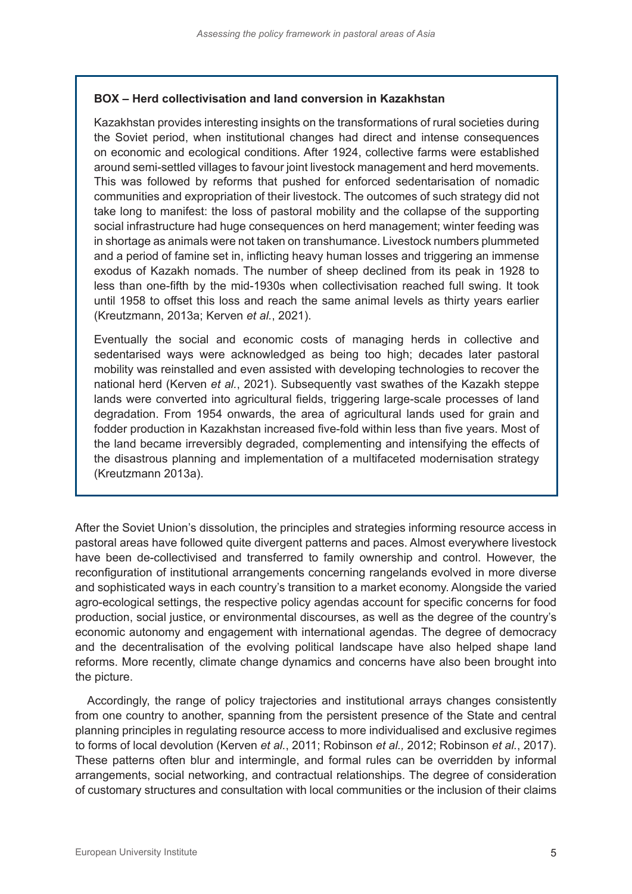**BOX – Herd collectivisation and land conversion in Kazakhstan**

Kazakhstan provides interesting insights on the transformations of rural societies during the Soviet period, when institutional changes had direct and intense consequences on economic and ecological conditions. After 1924, collective farms were established around semi-settled villages to favour joint livestock management and herd movements. This was followed by reforms that pushed for enforced sedentarisation of nomadic communities and expropriation of their livestock. The outcomes of such strategy did not take long to manifest: the loss of pastoral mobility and the collapse of the supporting social infrastructure had huge consequences on herd management; winter feeding was in shortage as animals were not taken on transhumance. Livestock numbers plummeted and a period of famine set in, inflicting heavy human losses and triggering an immense exodus of Kazakh nomads. The number of sheep declined from its peak in 1928 to less than one-fifth by the mid-1930s when collectivisation reached full swing. It took until 1958 to offset this loss and reach the same animal levels as thirty years earlier (Kreutzmann, 2013a; Kerven *et al.*, 2021).

Eventually the social and economic costs of managing herds in collective and sedentarised ways were acknowledged as being too high; decades later pastoral mobility was reinstalled and even assisted with developing technologies to recover the national herd (Kerven *et al.*, 2021). Subsequently vast swathes of the Kazakh steppe lands were converted into agricultural fields, triggering large-scale processes of land degradation. From 1954 onwards, the area of agricultural lands used for grain and fodder production in Kazakhstan increased five-fold within less than five years. Most of the land became irreversibly degraded, complementing and intensifying the effects of the disastrous planning and implementation of a multifaceted modernisation strategy (Kreutzmann 2013a).

After the Soviet Union's dissolution, the principles and strategies informing resource access in pastoral areas have followed quite divergent patterns and paces. Almost everywhere livestock have been de-collectivised and transferred to family ownership and control. However, the reconfiguration of institutional arrangements concerning rangelands evolved in more diverse and sophisticated ways in each country's transition to a market economy. Alongside the varied agro-ecological settings, the respective policy agendas account for specific concerns for food production, social justice, or environmental discourses, as well as the degree of the country's economic autonomy and engagement with international agendas. The degree of democracy and the decentralisation of the evolving political landscape have also helped shape land reforms. More recently, climate change dynamics and concerns have also been brought into the picture.

Accordingly, the range of policy trajectories and institutional arrays changes consistently from one country to another, spanning from the persistent presence of the State and central planning principles in regulating resource access to more individualised and exclusive regimes to forms of local devolution (Kerven *et al.*, 2011; Robinson *et al.,* 2012; Robinson *et al.*, 2017). These patterns often blur and intermingle, and formal rules can be overridden by informal arrangements, social networking, and contractual relationships. The degree of consideration of customary structures and consultation with local communities or the inclusion of their claims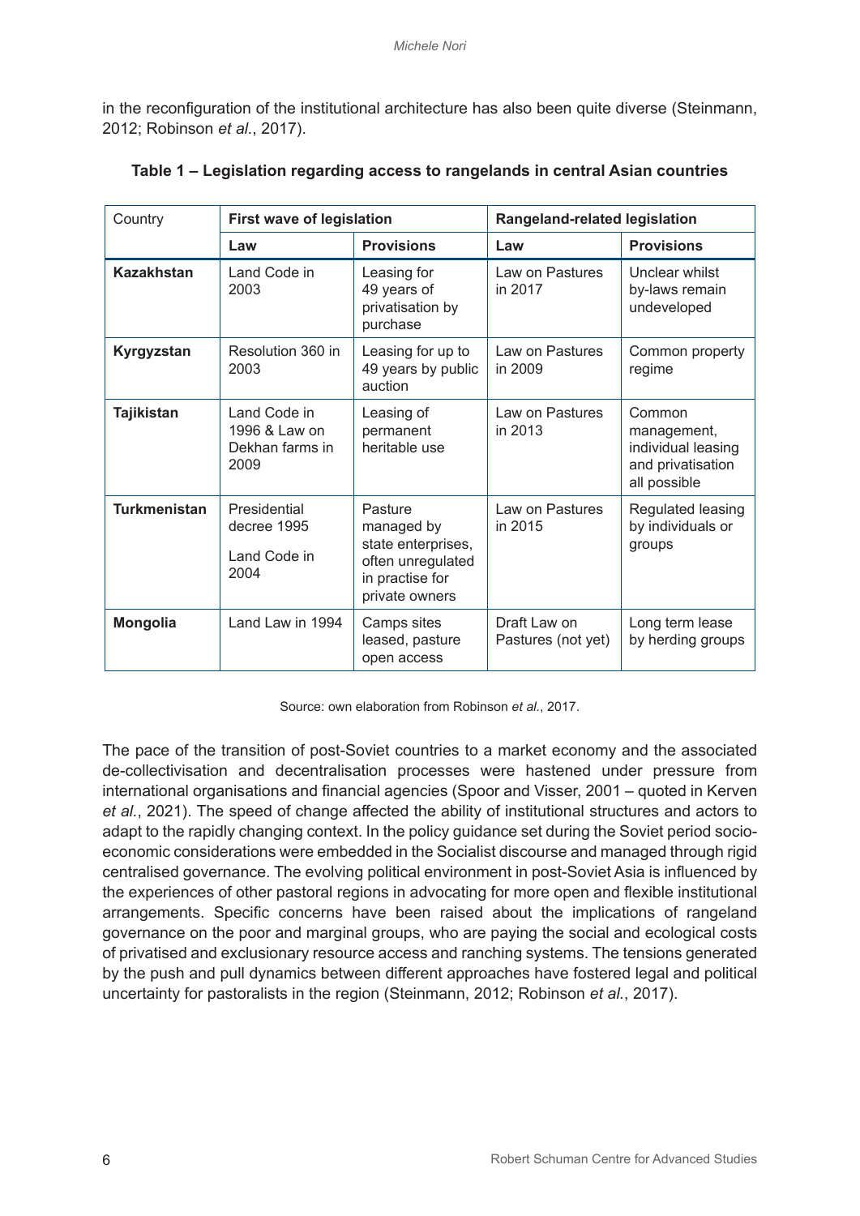in the reconfiguration of the institutional architecture has also been quite diverse (Steinmann, 2012; Robinson *et al.*, 2017).

**Table 1 – Legislation regarding access to rangelands in central Asian countries**

| Country | First wave of legislation | | Rangeland-related legislation | |
|---|---|---|---|---|
| | **Law** | **Provisions** | **Law** | **Provisions** |
| **Kazakhstan** | Land Code in 2003 | Leasing for 49 years of privatisation by purchase | Law on Pastures in 2017 | Unclear whilst by-laws remain undeveloped |
| **Kyrgyzstan** | Resolution 360 in 2003 | Leasing for up to 49 years by public auction | Law on Pastures in 2009 | Common property regime |
| **Tajikistan** | Land Code in 1996 & Law on Dekhan farms in 2009 | Leasing of permanent heritable use | Law on Pastures in 2013 | Common management, individual leasing and privatisation all possible |
| **Turkmenistan** | Presidential decree 1995<br>Land Code in 2004 | Pasture managed by state enterprises, often unregulated in practise for private owners | Law on Pastures in 2015 | Regulated leasing by individuals or groups |
| **Mongolia** | Land Law in 1994 | Camps sites leased, pasture open access | Draft Law on Pastures (not yet) | Long term lease by herding groups |

Source: own elaboration from Robinson *et al.*, 2017.

The pace of the transition of post-Soviet countries to a market economy and the associated de-collectivisation and decentralisation processes were hastened under pressure from international organisations and financial agencies (Spoor and Visser, 2001 – quoted in Kerven *et al.*, 2021). The speed of change affected the ability of institutional structures and actors to adapt to the rapidly changing context. In the policy guidance set during the Soviet period socio-economic considerations were embedded in the Socialist discourse and managed through rigid centralised governance. The evolving political environment in post-Soviet Asia is influenced by the experiences of other pastoral regions in advocating for more open and flexible institutional arrangements. Specific concerns have been raised about the implications of rangeland governance on the poor and marginal groups, who are paying the social and ecological costs of privatised and exclusionary resource access and ranching systems. The tensions generated by the push and pull dynamics between different approaches have fostered legal and political uncertainty for pastoralists in the region (Steinmann, 2012; Robinson *et al.*, 2017).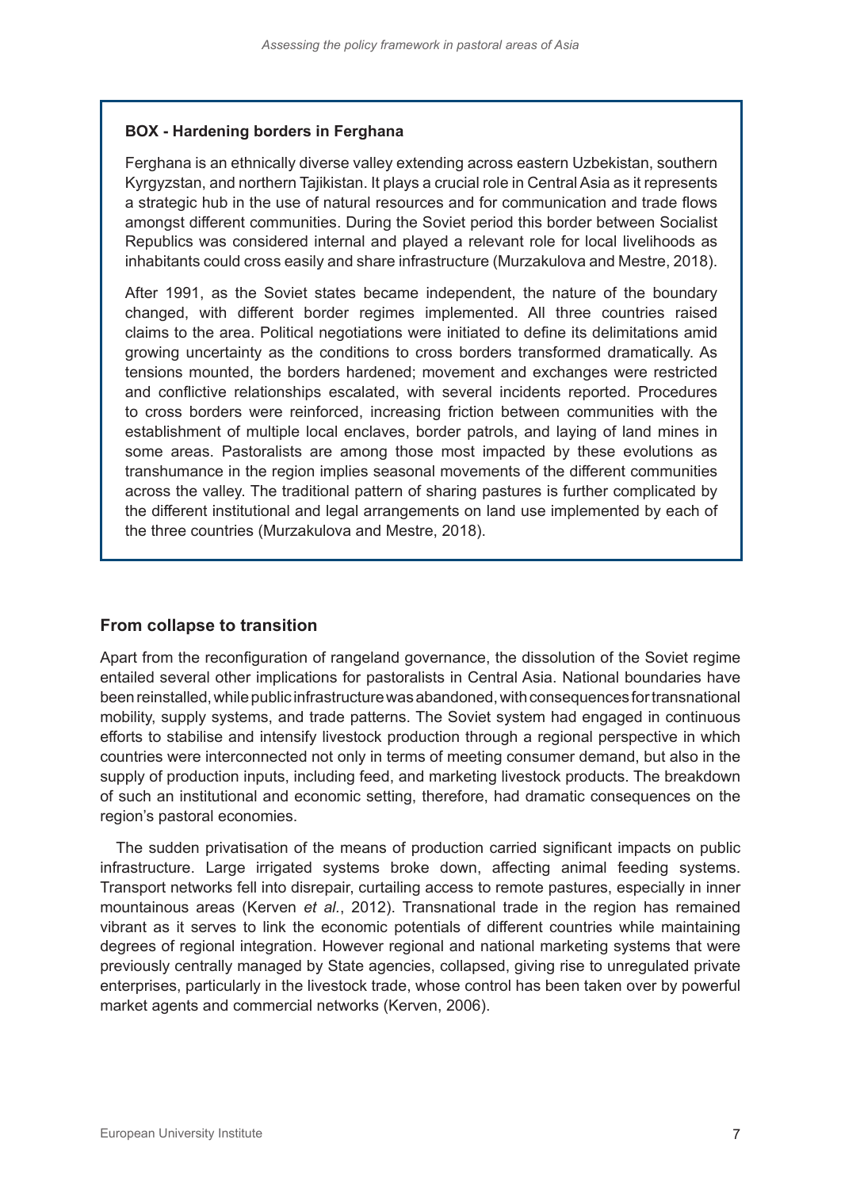**BOX - Hardening borders in Ferghana**

Ferghana is an ethnically diverse valley extending across eastern Uzbekistan, southern Kyrgyzstan, and northern Tajikistan. It plays a crucial role in Central Asia as it represents a strategic hub in the use of natural resources and for communication and trade flows amongst different communities. During the Soviet period this border between Socialist Republics was considered internal and played a relevant role for local livelihoods as inhabitants could cross easily and share infrastructure (Murzakulova and Mestre, 2018).

After 1991, as the Soviet states became independent, the nature of the boundary changed, with different border regimes implemented. All three countries raised claims to the area. Political negotiations were initiated to define its delimitations amid growing uncertainty as the conditions to cross borders transformed dramatically. As tensions mounted, the borders hardened; movement and exchanges were restricted and conflictive relationships escalated, with several incidents reported. Procedures to cross borders were reinforced, increasing friction between communities with the establishment of multiple local enclaves, border patrols, and laying of land mines in some areas. Pastoralists are among those most impacted by these evolutions as transhumance in the region implies seasonal movements of the different communities across the valley. The traditional pattern of sharing pastures is further complicated by the different institutional and legal arrangements on land use implemented by each of the three countries (Murzakulova and Mestre, 2018).

### From collapse to transition

Apart from the reconfiguration of rangeland governance, the dissolution of the Soviet regime entailed several other implications for pastoralists in Central Asia. National boundaries have been reinstalled, while public infrastructure was abandoned, with consequences for transnational mobility, supply systems, and trade patterns. The Soviet system had engaged in continuous efforts to stabilise and intensify livestock production through a regional perspective in which countries were interconnected not only in terms of meeting consumer demand, but also in the supply of production inputs, including feed, and marketing livestock products. The breakdown of such an institutional and economic setting, therefore, had dramatic consequences on the region's pastoral economies.

The sudden privatisation of the means of production carried significant impacts on public infrastructure. Large irrigated systems broke down, affecting animal feeding systems. Transport networks fell into disrepair, curtailing access to remote pastures, especially in inner mountainous areas (Kerven *et al.*, 2012). Transnational trade in the region has remained vibrant as it serves to link the economic potentials of different countries while maintaining degrees of regional integration. However regional and national marketing systems that were previously centrally managed by State agencies, collapsed, giving rise to unregulated private enterprises, particularly in the livestock trade, whose control has been taken over by powerful market agents and commercial networks (Kerven, 2006).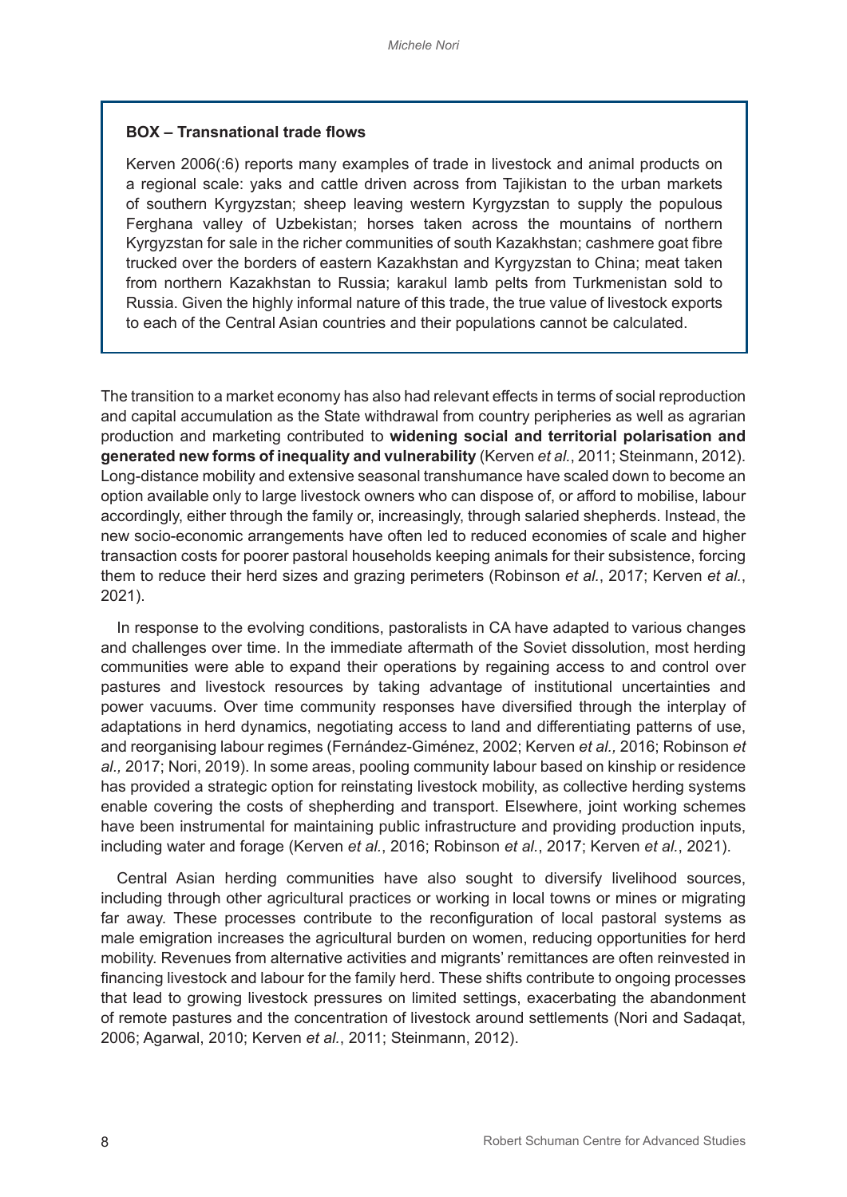**BOX – Transnational trade flows**

Kerven 2006(:6) reports many examples of trade in livestock and animal products on a regional scale: yaks and cattle driven across from Tajikistan to the urban markets of southern Kyrgyzstan; sheep leaving western Kyrgyzstan to supply the populous Ferghana valley of Uzbekistan; horses taken across the mountains of northern Kyrgyzstan for sale in the richer communities of south Kazakhstan; cashmere goat fibre trucked over the borders of eastern Kazakhstan and Kyrgyzstan to China; meat taken from northern Kazakhstan to Russia; karakul lamb pelts from Turkmenistan sold to Russia. Given the highly informal nature of this trade, the true value of livestock exports to each of the Central Asian countries and their populations cannot be calculated.

The transition to a market economy has also had relevant effects in terms of social reproduction and capital accumulation as the State withdrawal from country peripheries as well as agrarian production and marketing contributed to **widening social and territorial polarisation and generated new forms of inequality and vulnerability** (Kerven *et al.*, 2011; Steinmann, 2012). Long-distance mobility and extensive seasonal transhumance have scaled down to become an option available only to large livestock owners who can dispose of, or afford to mobilise, labour accordingly, either through the family or, increasingly, through salaried shepherds. Instead, the new socio-economic arrangements have often led to reduced economies of scale and higher transaction costs for poorer pastoral households keeping animals for their subsistence, forcing them to reduce their herd sizes and grazing perimeters (Robinson *et al.*, 2017; Kerven *et al.*, 2021).

In response to the evolving conditions, pastoralists in CA have adapted to various changes and challenges over time. In the immediate aftermath of the Soviet dissolution, most herding communities were able to expand their operations by regaining access to and control over pastures and livestock resources by taking advantage of institutional uncertainties and power vacuums. Over time community responses have diversified through the interplay of adaptations in herd dynamics, negotiating access to land and differentiating patterns of use, and reorganising labour regimes (Fernández-Giménez, 2002; Kerven *et al.,* 2016; Robinson *et al.,* 2017; Nori, 2019). In some areas, pooling community labour based on kinship or residence has provided a strategic option for reinstating livestock mobility, as collective herding systems enable covering the costs of shepherding and transport. Elsewhere, joint working schemes have been instrumental for maintaining public infrastructure and providing production inputs, including water and forage (Kerven *et al.*, 2016; Robinson *et al.*, 2017; Kerven *et al.*, 2021).

Central Asian herding communities have also sought to diversify livelihood sources, including through other agricultural practices or working in local towns or mines or migrating far away. These processes contribute to the reconfiguration of local pastoral systems as male emigration increases the agricultural burden on women, reducing opportunities for herd mobility. Revenues from alternative activities and migrants' remittances are often reinvested in financing livestock and labour for the family herd. These shifts contribute to ongoing processes that lead to growing livestock pressures on limited settings, exacerbating the abandonment of remote pastures and the concentration of livestock around settlements (Nori and Sadaqat, 2006; Agarwal, 2010; Kerven *et al.*, 2011; Steinmann, 2012).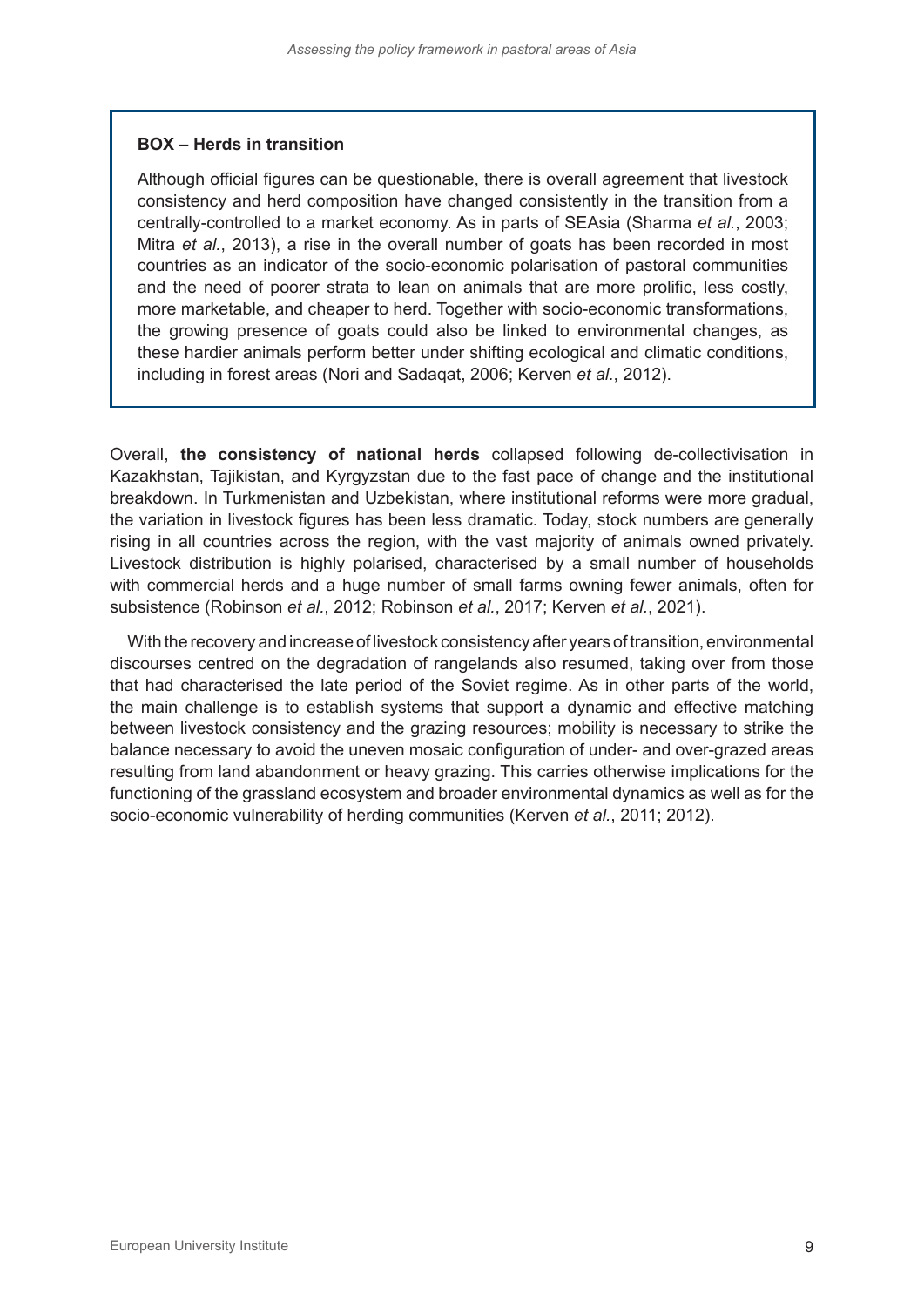**BOX – Herds in transition**

Although official figures can be questionable, there is overall agreement that livestock consistency and herd composition have changed consistently in the transition from a centrally-controlled to a market economy. As in parts of SEAsia (Sharma *et al.*, 2003; Mitra *et al.*, 2013), a rise in the overall number of goats has been recorded in most countries as an indicator of the socio-economic polarisation of pastoral communities and the need of poorer strata to lean on animals that are more prolific, less costly, more marketable, and cheaper to herd. Together with socio-economic transformations, the growing presence of goats could also be linked to environmental changes, as these hardier animals perform better under shifting ecological and climatic conditions, including in forest areas (Nori and Sadaqat, 2006; Kerven *et al.*, 2012).

Overall, **the consistency of national herds** collapsed following de-collectivisation in Kazakhstan, Tajikistan, and Kyrgyzstan due to the fast pace of change and the institutional breakdown. In Turkmenistan and Uzbekistan, where institutional reforms were more gradual, the variation in livestock figures has been less dramatic. Today, stock numbers are generally rising in all countries across the region, with the vast majority of animals owned privately. Livestock distribution is highly polarised, characterised by a small number of households with commercial herds and a huge number of small farms owning fewer animals, often for subsistence (Robinson *et al.*, 2012; Robinson *et al.*, 2017; Kerven *et al.*, 2021).

With the recovery and increase of livestock consistency after years of transition, environmental discourses centred on the degradation of rangelands also resumed, taking over from those that had characterised the late period of the Soviet regime. As in other parts of the world, the main challenge is to establish systems that support a dynamic and effective matching between livestock consistency and the grazing resources; mobility is necessary to strike the balance necessary to avoid the uneven mosaic configuration of under- and over-grazed areas resulting from land abandonment or heavy grazing. This carries otherwise implications for the functioning of the grassland ecosystem and broader environmental dynamics as well as for the socio-economic vulnerability of herding communities (Kerven *et al.*, 2011; 2012).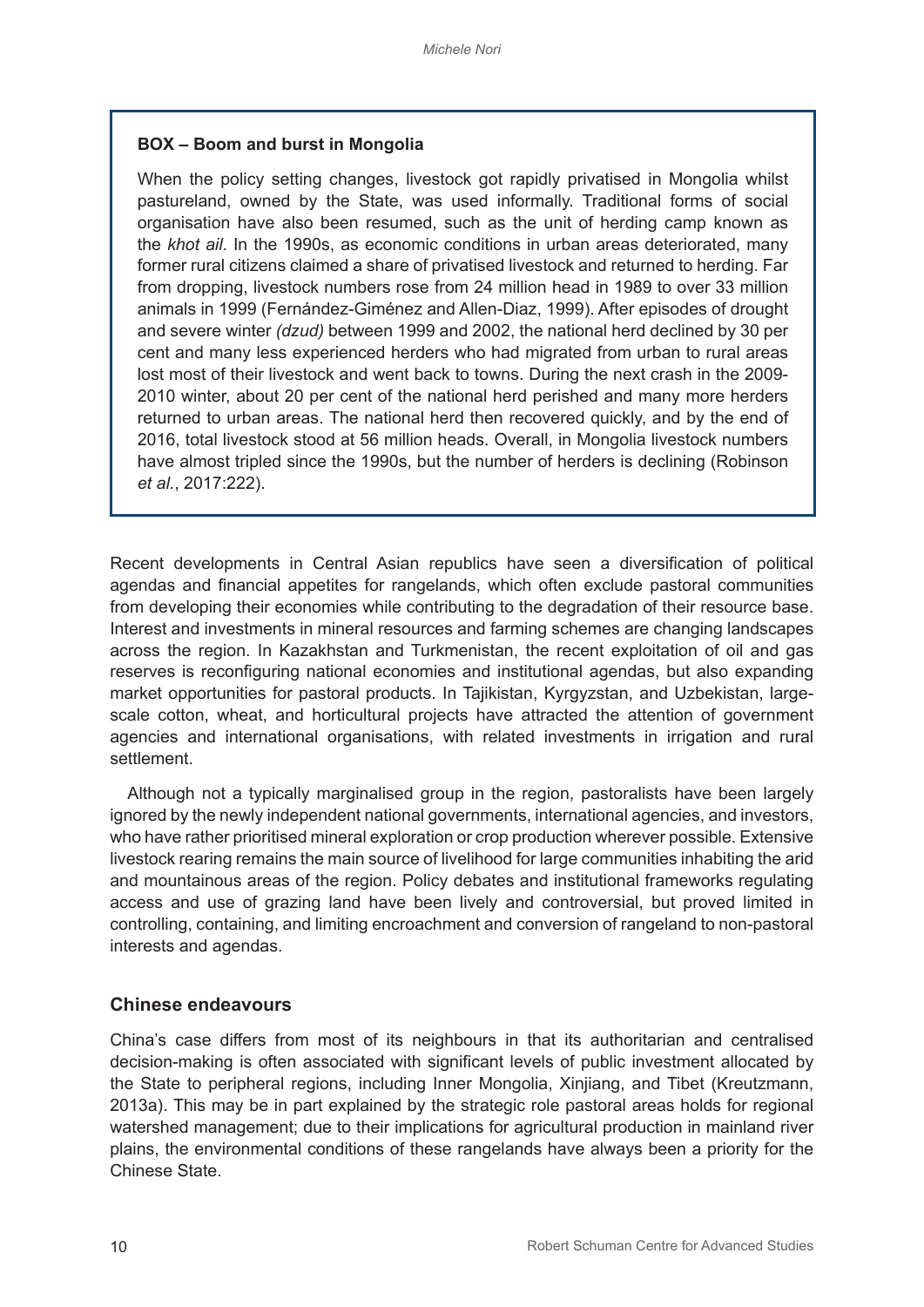**BOX – Boom and burst in Mongolia**

When the policy setting changes, livestock got rapidly privatised in Mongolia whilst pastureland, owned by the State, was used informally. Traditional forms of social organisation have also been resumed, such as the unit of herding camp known as the *khot ail*. In the 1990s, as economic conditions in urban areas deteriorated, many former rural citizens claimed a share of privatised livestock and returned to herding. Far from dropping, livestock numbers rose from 24 million head in 1989 to over 33 million animals in 1999 (Fernández-Giménez and Allen-Diaz, 1999). After episodes of drought and severe winter *(dzud)* between 1999 and 2002, the national herd declined by 30 per cent and many less experienced herders who had migrated from urban to rural areas lost most of their livestock and went back to towns. During the next crash in the 2009-2010 winter, about 20 per cent of the national herd perished and many more herders returned to urban areas. The national herd then recovered quickly, and by the end of 2016, total livestock stood at 56 million heads. Overall, in Mongolia livestock numbers have almost tripled since the 1990s, but the number of herders is declining (Robinson *et al.*, 2017:222).

Recent developments in Central Asian republics have seen a diversification of political agendas and financial appetites for rangelands, which often exclude pastoral communities from developing their economies while contributing to the degradation of their resource base. Interest and investments in mineral resources and farming schemes are changing landscapes across the region. In Kazakhstan and Turkmenistan, the recent exploitation of oil and gas reserves is reconfiguring national economies and institutional agendas, but also expanding market opportunities for pastoral products. In Tajikistan, Kyrgyzstan, and Uzbekistan, large-scale cotton, wheat, and horticultural projects have attracted the attention of government agencies and international organisations, with related investments in irrigation and rural settlement.

Although not a typically marginalised group in the region, pastoralists have been largely ignored by the newly independent national governments, international agencies, and investors, who have rather prioritised mineral exploration or crop production wherever possible. Extensive livestock rearing remains the main source of livelihood for large communities inhabiting the arid and mountainous areas of the region. Policy debates and institutional frameworks regulating access and use of grazing land have been lively and controversial, but proved limited in controlling, containing, and limiting encroachment and conversion of rangeland to non-pastoral interests and agendas.

### Chinese endeavours

China's case differs from most of its neighbours in that its authoritarian and centralised decision-making is often associated with significant levels of public investment allocated by the State to peripheral regions, including Inner Mongolia, Xinjiang, and Tibet (Kreutzmann, 2013a). This may be in part explained by the strategic role pastoral areas holds for regional watershed management; due to their implications for agricultural production in mainland river plains, the environmental conditions of these rangelands have always been a priority for the Chinese State.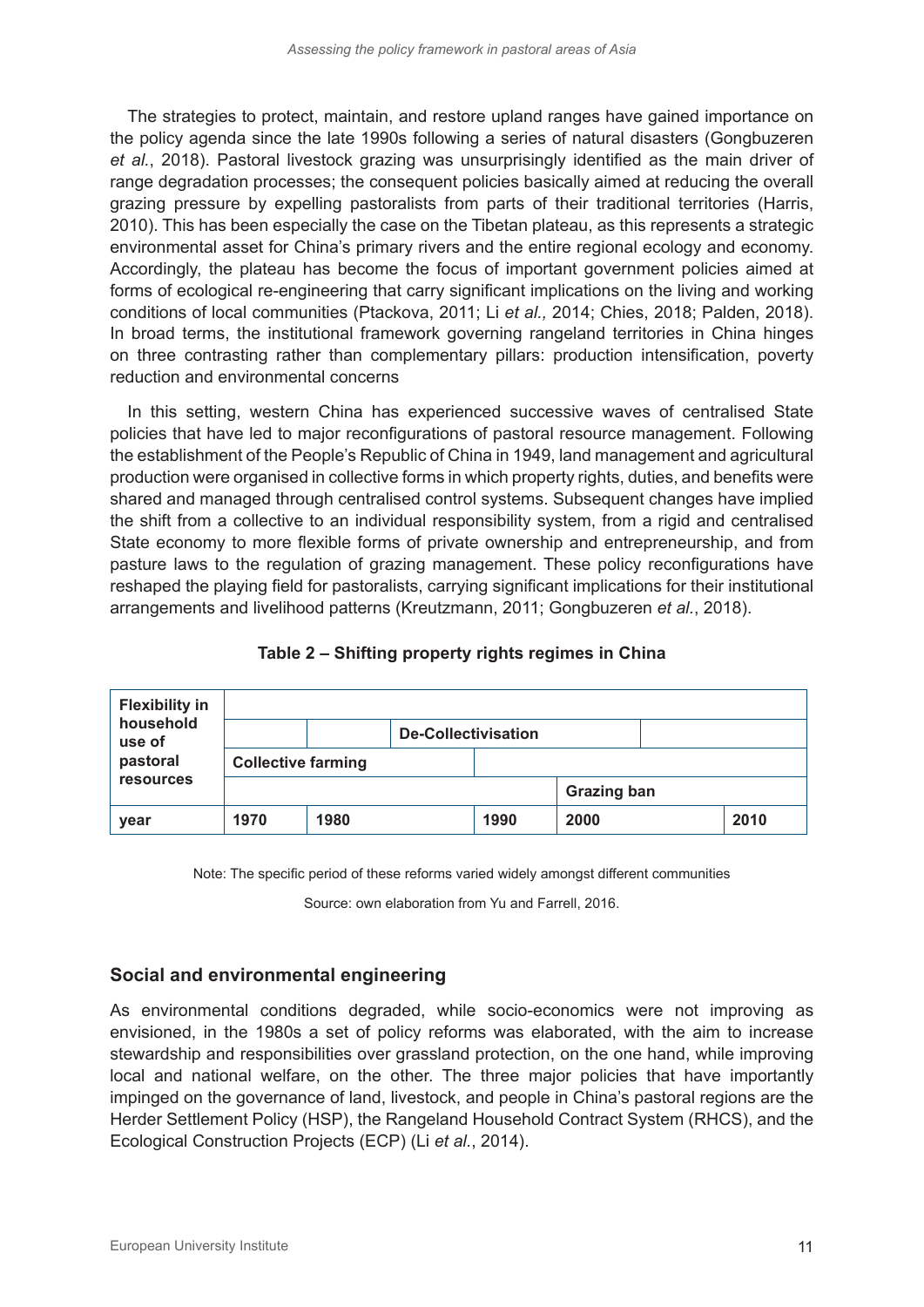The strategies to protect, maintain, and restore upland ranges have gained importance on the policy agenda since the late 1990s following a series of natural disasters (Gongbuzeren *et al.*, 2018). Pastoral livestock grazing was unsurprisingly identified as the main driver of range degradation processes; the consequent policies basically aimed at reducing the overall grazing pressure by expelling pastoralists from parts of their traditional territories (Harris, 2010). This has been especially the case on the Tibetan plateau, as this represents a strategic environmental asset for China's primary rivers and the entire regional ecology and economy. Accordingly, the plateau has become the focus of important government policies aimed at forms of ecological re-engineering that carry significant implications on the living and working conditions of local communities (Ptackova, 2011; Li *et al.,* 2014; Chies, 2018; Palden, 2018). In broad terms, the institutional framework governing rangeland territories in China hinges on three contrasting rather than complementary pillars: production intensification, poverty reduction and environmental concerns

In this setting, western China has experienced successive waves of centralised State policies that have led to major reconfigurations of pastoral resource management. Following the establishment of the People's Republic of China in 1949, land management and agricultural production were organised in collective forms in which property rights, duties, and benefits were shared and managed through centralised control systems. Subsequent changes have implied the shift from a collective to an individual responsibility system, from a rigid and centralised State economy to more flexible forms of private ownership and entrepreneurship, and from pasture laws to the regulation of grazing management. These policy reconfigurations have reshaped the playing field for pastoralists, carrying significant implications for their institutional arrangements and livelihood patterns (Kreutzmann, 2011; Gongbuzeren *et al.*, 2018).

**Table 2 – Shifting property rights regimes in China**

| **Flexibility in household use of pastoral resources** | | | | | |
|---|---|---|---|---|---|
| | | **De-Collectivisation** | | | |
| | **Collective farming** | | | | |
| | | | | **Grazing ban** | |
| **year** | **1970** | **1980** | **1990** | **2000** | **2010** |

Note: The specific period of these reforms varied widely amongst different communities

Source: own elaboration from Yu and Farrell, 2016.

## Social and environmental engineering

As environmental conditions degraded, while socio-economics were not improving as envisioned, in the 1980s a set of policy reforms was elaborated, with the aim to increase stewardship and responsibilities over grassland protection, on the one hand, while improving local and national welfare, on the other. The three major policies that have importantly impinged on the governance of land, livestock, and people in China's pastoral regions are the Herder Settlement Policy (HSP), the Rangeland Household Contract System (RHCS), and the Ecological Construction Projects (ECP) (Li *et al.*, 2014).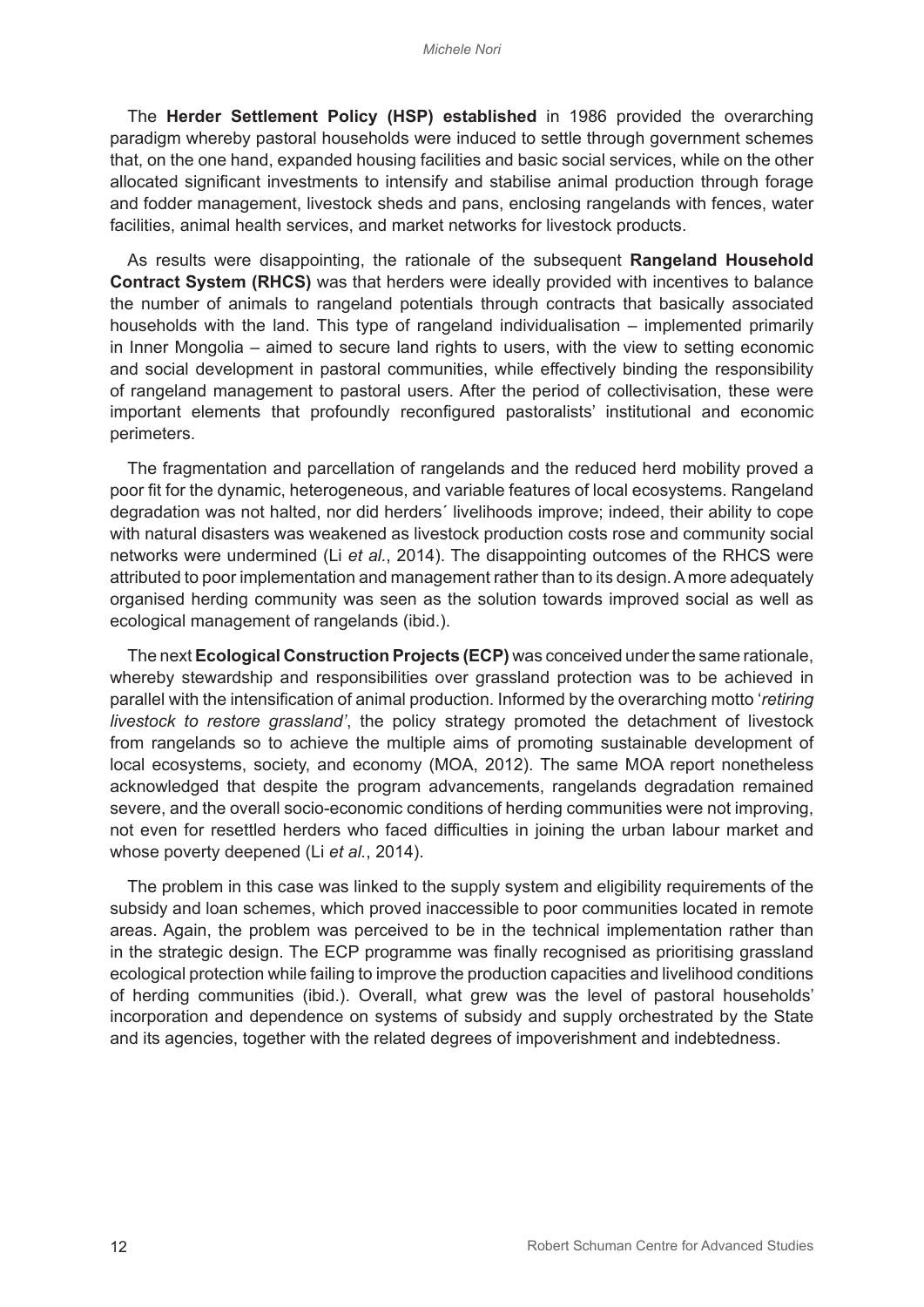The **Herder Settlement Policy (HSP) established** in 1986 provided the overarching paradigm whereby pastoral households were induced to settle through government schemes that, on the one hand, expanded housing facilities and basic social services, while on the other allocated significant investments to intensify and stabilise animal production through forage and fodder management, livestock sheds and pans, enclosing rangelands with fences, water facilities, animal health services, and market networks for livestock products.

As results were disappointing, the rationale of the subsequent **Rangeland Household Contract System (RHCS)** was that herders were ideally provided with incentives to balance the number of animals to rangeland potentials through contracts that basically associated households with the land. This type of rangeland individualisation – implemented primarily in Inner Mongolia – aimed to secure land rights to users, with the view to setting economic and social development in pastoral communities, while effectively binding the responsibility of rangeland management to pastoral users. After the period of collectivisation, these were important elements that profoundly reconfigured pastoralists' institutional and economic perimeters.

The fragmentation and parcellation of rangelands and the reduced herd mobility proved a poor fit for the dynamic, heterogeneous, and variable features of local ecosystems. Rangeland degradation was not halted, nor did herders´ livelihoods improve; indeed, their ability to cope with natural disasters was weakened as livestock production costs rose and community social networks were undermined (Li *et al.*, 2014). The disappointing outcomes of the RHCS were attributed to poor implementation and management rather than to its design. A more adequately organised herding community was seen as the solution towards improved social as well as ecological management of rangelands (ibid.).

The next **Ecological Construction Projects (ECP)** was conceived under the same rationale, whereby stewardship and responsibilities over grassland protection was to be achieved in parallel with the intensification of animal production. Informed by the overarching motto '*retiring livestock to restore grassland'*, the policy strategy promoted the detachment of livestock from rangelands so to achieve the multiple aims of promoting sustainable development of local ecosystems, society, and economy (MOA, 2012). The same MOA report nonetheless acknowledged that despite the program advancements, rangelands degradation remained severe, and the overall socio-economic conditions of herding communities were not improving, not even for resettled herders who faced difficulties in joining the urban labour market and whose poverty deepened (Li *et al*., 2014).

The problem in this case was linked to the supply system and eligibility requirements of the subsidy and loan schemes, which proved inaccessible to poor communities located in remote areas. Again, the problem was perceived to be in the technical implementation rather than in the strategic design. The ECP programme was finally recognised as prioritising grassland ecological protection while failing to improve the production capacities and livelihood conditions of herding communities (ibid.). Overall, what grew was the level of pastoral households' incorporation and dependence on systems of subsidy and supply orchestrated by the State and its agencies, together with the related degrees of impoverishment and indebtedness.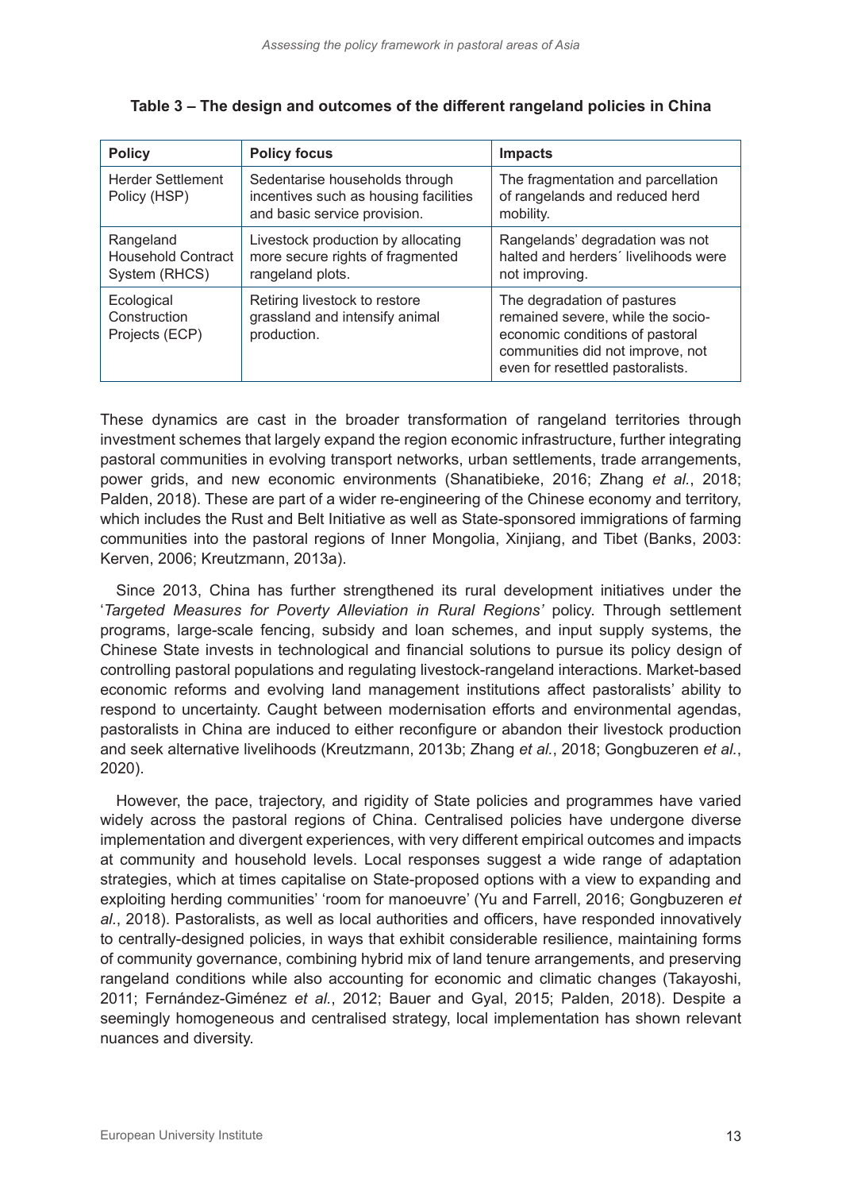**Table 3 – The design and outcomes of the different rangeland policies in China**

| Policy | Policy focus | Impacts |
|---|---|---|
| Herder Settlement Policy (HSP) | Sedentarise households through incentives such as housing facilities and basic service provision. | The fragmentation and parcellation of rangelands and reduced herd mobility. |
| Rangeland Household Contract System (RHCS) | Livestock production by allocating more secure rights of fragmented rangeland plots. | Rangelands' degradation was not halted and herders´ livelihoods were not improving. |
| Ecological Construction Projects (ECP) | Retiring livestock to restore grassland and intensify animal production. | The degradation of pastures remained severe, while the socio-economic conditions of pastoral communities did not improve, not even for resettled pastoralists. |

These dynamics are cast in the broader transformation of rangeland territories through investment schemes that largely expand the region economic infrastructure, further integrating pastoral communities in evolving transport networks, urban settlements, trade arrangements, power grids, and new economic environments (Shanatibieke, 2016; Zhang *et al.*, 2018; Palden, 2018). These are part of a wider re-engineering of the Chinese economy and territory, which includes the Rust and Belt Initiative as well as State-sponsored immigrations of farming communities into the pastoral regions of Inner Mongolia, Xinjiang, and Tibet (Banks, 2003: Kerven, 2006; Kreutzmann, 2013a).

Since 2013, China has further strengthened its rural development initiatives under the '*Targeted Measures for Poverty Alleviation in Rural Regions'* policy. Through settlement programs, large-scale fencing, subsidy and loan schemes, and input supply systems, the Chinese State invests in technological and financial solutions to pursue its policy design of controlling pastoral populations and regulating livestock-rangeland interactions. Market-based economic reforms and evolving land management institutions affect pastoralists' ability to respond to uncertainty. Caught between modernisation efforts and environmental agendas, pastoralists in China are induced to either reconfigure or abandon their livestock production and seek alternative livelihoods (Kreutzmann, 2013b; Zhang *et al.*, 2018; Gongbuzeren *et al.*, 2020).

However, the pace, trajectory, and rigidity of State policies and programmes have varied widely across the pastoral regions of China. Centralised policies have undergone diverse implementation and divergent experiences, with very different empirical outcomes and impacts at community and household levels. Local responses suggest a wide range of adaptation strategies, which at times capitalise on State-proposed options with a view to expanding and exploiting herding communities' 'room for manoeuvre' (Yu and Farrell, 2016; Gongbuzeren *et al.*, 2018). Pastoralists, as well as local authorities and officers, have responded innovatively to centrally-designed policies, in ways that exhibit considerable resilience, maintaining forms of community governance, combining hybrid mix of land tenure arrangements, and preserving rangeland conditions while also accounting for economic and climatic changes (Takayoshi, 2011; Fernández-Giménez *et al.*, 2012; Bauer and Gyal, 2015; Palden, 2018). Despite a seemingly homogeneous and centralised strategy, local implementation has shown relevant nuances and diversity.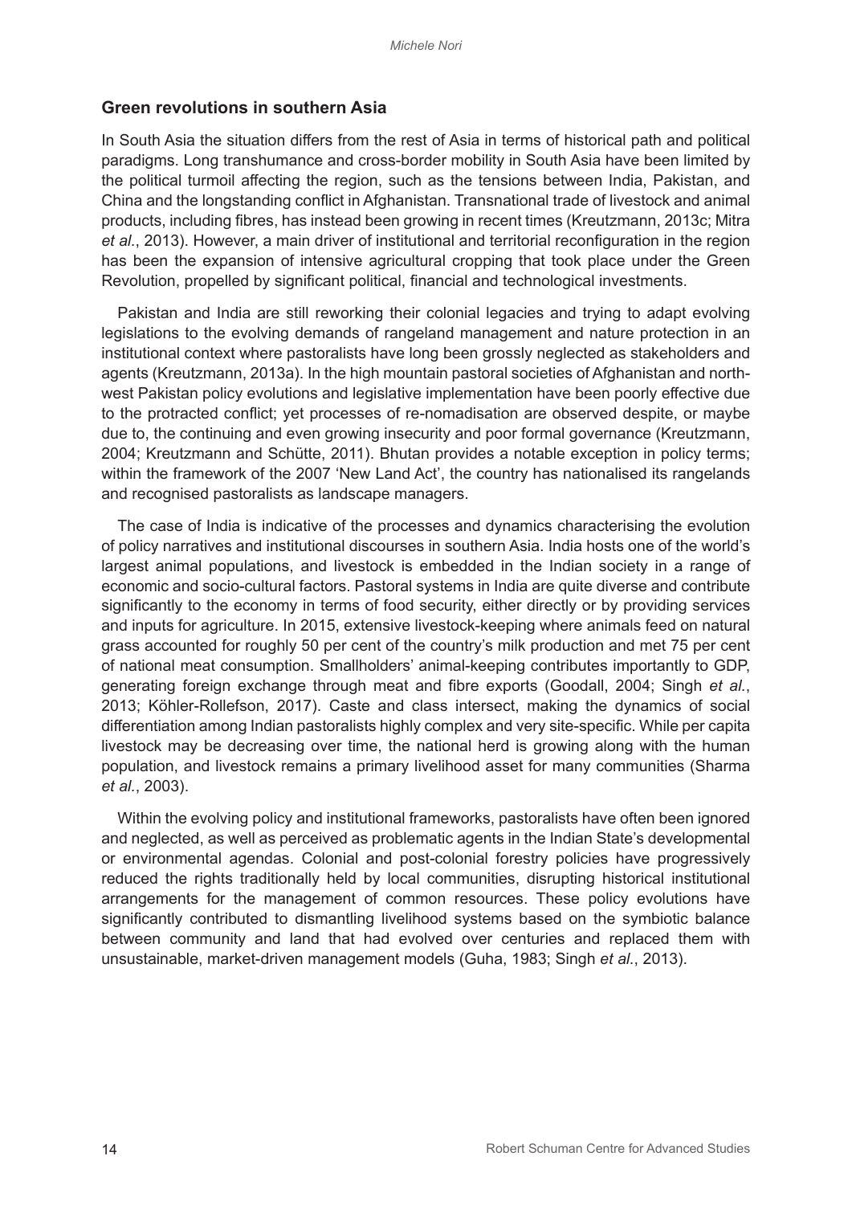## Green revolutions in southern Asia

In South Asia the situation differs from the rest of Asia in terms of historical path and political paradigms. Long transhumance and cross-border mobility in South Asia have been limited by the political turmoil affecting the region, such as the tensions between India, Pakistan, and China and the longstanding conflict in Afghanistan. Transnational trade of livestock and animal products, including fibres, has instead been growing in recent times (Kreutzmann, 2013c; Mitra *et al.*, 2013). However, a main driver of institutional and territorial reconfiguration in the region has been the expansion of intensive agricultural cropping that took place under the Green Revolution, propelled by significant political, financial and technological investments.

Pakistan and India are still reworking their colonial legacies and trying to adapt evolving legislations to the evolving demands of rangeland management and nature protection in an institutional context where pastoralists have long been grossly neglected as stakeholders and agents (Kreutzmann, 2013a). In the high mountain pastoral societies of Afghanistan and north-west Pakistan policy evolutions and legislative implementation have been poorly effective due to the protracted conflict; yet processes of re-nomadisation are observed despite, or maybe due to, the continuing and even growing insecurity and poor formal governance (Kreutzmann, 2004; Kreutzmann and Schütte, 2011). Bhutan provides a notable exception in policy terms; within the framework of the 2007 'New Land Act', the country has nationalised its rangelands and recognised pastoralists as landscape managers.

The case of India is indicative of the processes and dynamics characterising the evolution of policy narratives and institutional discourses in southern Asia. India hosts one of the world's largest animal populations, and livestock is embedded in the Indian society in a range of economic and socio-cultural factors. Pastoral systems in India are quite diverse and contribute significantly to the economy in terms of food security, either directly or by providing services and inputs for agriculture. In 2015, extensive livestock-keeping where animals feed on natural grass accounted for roughly 50 per cent of the country's milk production and met 75 per cent of national meat consumption. Smallholders' animal-keeping contributes importantly to GDP, generating foreign exchange through meat and fibre exports (Goodall, 2004; Singh *et al.*, 2013; Köhler-Rollefson, 2017). Caste and class intersect, making the dynamics of social differentiation among Indian pastoralists highly complex and very site-specific. While per capita livestock may be decreasing over time, the national herd is growing along with the human population, and livestock remains a primary livelihood asset for many communities (Sharma *et al.*, 2003).

Within the evolving policy and institutional frameworks, pastoralists have often been ignored and neglected, as well as perceived as problematic agents in the Indian State's developmental or environmental agendas. Colonial and post-colonial forestry policies have progressively reduced the rights traditionally held by local communities, disrupting historical institutional arrangements for the management of common resources. These policy evolutions have significantly contributed to dismantling livelihood systems based on the symbiotic balance between community and land that had evolved over centuries and replaced them with unsustainable, market-driven management models (Guha, 1983; Singh *et al.*, 2013).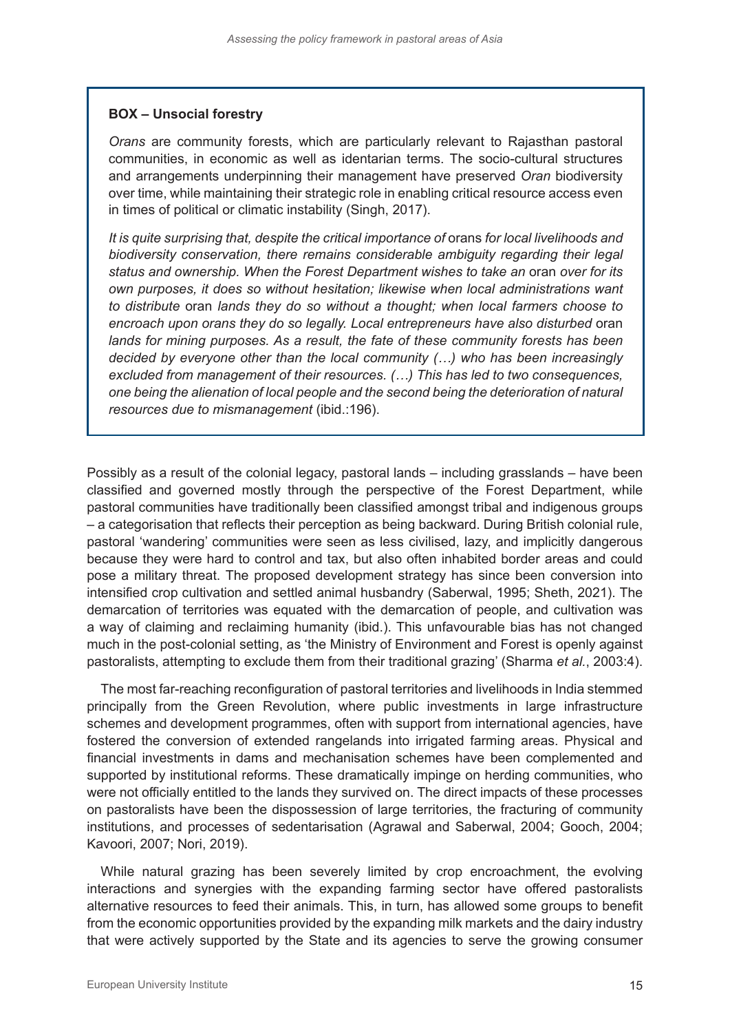**BOX – Unsocial forestry**

*Orans* are community forests, which are particularly relevant to Rajasthan pastoral communities, in economic as well as identarian terms. The socio-cultural structures and arrangements underpinning their management have preserved *Oran* biodiversity over time, while maintaining their strategic role in enabling critical resource access even in times of political or climatic instability (Singh, 2017).

*It is quite surprising that, despite the critical importance of* orans *for local livelihoods and biodiversity conservation, there remains considerable ambiguity regarding their legal status and ownership. When the Forest Department wishes to take an* oran *over for its own purposes, it does so without hesitation; likewise when local administrations want to distribute* oran *lands they do so without a thought; when local farmers choose to encroach upon orans they do so legally. Local entrepreneurs have also disturbed* oran *lands for mining purposes. As a result, the fate of these community forests has been decided by everyone other than the local community (…) who has been increasingly excluded from management of their resources. (…) This has led to two consequences, one being the alienation of local people and the second being the deterioration of natural resources due to mismanagement* (ibid.:196).

Possibly as a result of the colonial legacy, pastoral lands – including grasslands – have been classified and governed mostly through the perspective of the Forest Department, while pastoral communities have traditionally been classified amongst tribal and indigenous groups – a categorisation that reflects their perception as being backward. During British colonial rule, pastoral 'wandering' communities were seen as less civilised, lazy, and implicitly dangerous because they were hard to control and tax, but also often inhabited border areas and could pose a military threat. The proposed development strategy has since been conversion into intensified crop cultivation and settled animal husbandry (Saberwal, 1995; Sheth, 2021). The demarcation of territories was equated with the demarcation of people, and cultivation was a way of claiming and reclaiming humanity (ibid.). This unfavourable bias has not changed much in the post-colonial setting, as 'the Ministry of Environment and Forest is openly against pastoralists, attempting to exclude them from their traditional grazing' (Sharma *et al.*, 2003:4).

The most far-reaching reconfiguration of pastoral territories and livelihoods in India stemmed principally from the Green Revolution, where public investments in large infrastructure schemes and development programmes, often with support from international agencies, have fostered the conversion of extended rangelands into irrigated farming areas. Physical and financial investments in dams and mechanisation schemes have been complemented and supported by institutional reforms. These dramatically impinge on herding communities, who were not officially entitled to the lands they survived on. The direct impacts of these processes on pastoralists have been the dispossession of large territories, the fracturing of community institutions, and processes of sedentarisation (Agrawal and Saberwal, 2004; Gooch, 2004; Kavoori, 2007; Nori, 2019).

While natural grazing has been severely limited by crop encroachment, the evolving interactions and synergies with the expanding farming sector have offered pastoralists alternative resources to feed their animals. This, in turn, has allowed some groups to benefit from the economic opportunities provided by the expanding milk markets and the dairy industry that were actively supported by the State and its agencies to serve the growing consumer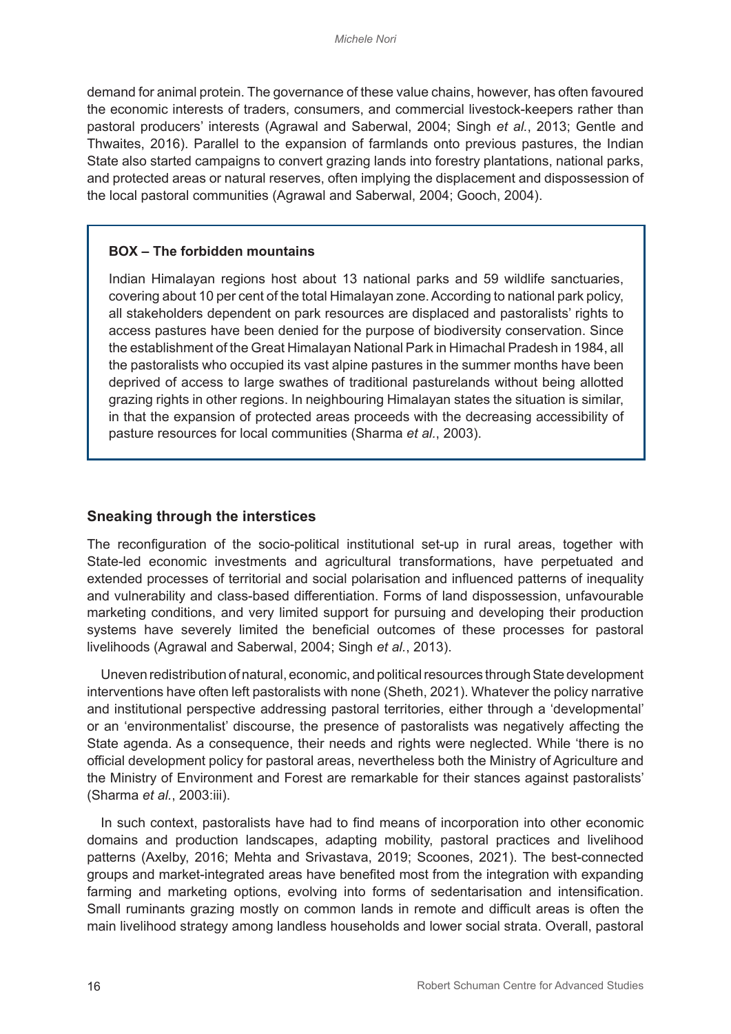demand for animal protein. The governance of these value chains, however, has often favoured the economic interests of traders, consumers, and commercial livestock-keepers rather than pastoral producers' interests (Agrawal and Saberwal, 2004; Singh *et al.*, 2013; Gentle and Thwaites, 2016). Parallel to the expansion of farmlands onto previous pastures, the Indian State also started campaigns to convert grazing lands into forestry plantations, national parks, and protected areas or natural reserves, often implying the displacement and dispossession of the local pastoral communities (Agrawal and Saberwal, 2004; Gooch, 2004).

> **BOX – The forbidden mountains**
>
> Indian Himalayan regions host about 13 national parks and 59 wildlife sanctuaries, covering about 10 per cent of the total Himalayan zone. According to national park policy, all stakeholders dependent on park resources are displaced and pastoralists' rights to access pastures have been denied for the purpose of biodiversity conservation. Since the establishment of the Great Himalayan National Park in Himachal Pradesh in 1984, all the pastoralists who occupied its vast alpine pastures in the summer months have been deprived of access to large swathes of traditional pasturelands without being allotted grazing rights in other regions. In neighbouring Himalayan states the situation is similar, in that the expansion of protected areas proceeds with the decreasing accessibility of pasture resources for local communities (Sharma *et al.*, 2003).

## Sneaking through the interstices

The reconfiguration of the socio-political institutional set-up in rural areas, together with State-led economic investments and agricultural transformations, have perpetuated and extended processes of territorial and social polarisation and influenced patterns of inequality and vulnerability and class-based differentiation. Forms of land dispossession, unfavourable marketing conditions, and very limited support for pursuing and developing their production systems have severely limited the beneficial outcomes of these processes for pastoral livelihoods (Agrawal and Saberwal, 2004; Singh *et al.*, 2013).

Uneven redistribution of natural, economic, and political resources through State development interventions have often left pastoralists with none (Sheth, 2021). Whatever the policy narrative and institutional perspective addressing pastoral territories, either through a 'developmental' or an 'environmentalist' discourse, the presence of pastoralists was negatively affecting the State agenda. As a consequence, their needs and rights were neglected. While 'there is no official development policy for pastoral areas, nevertheless both the Ministry of Agriculture and the Ministry of Environment and Forest are remarkable for their stances against pastoralists' (Sharma *et al.*, 2003:iii).

In such context, pastoralists have had to find means of incorporation into other economic domains and production landscapes, adapting mobility, pastoral practices and livelihood patterns (Axelby, 2016; Mehta and Srivastava, 2019; Scoones, 2021). The best-connected groups and market-integrated areas have benefited most from the integration with expanding farming and marketing options, evolving into forms of sedentarisation and intensification. Small ruminants grazing mostly on common lands in remote and difficult areas is often the main livelihood strategy among landless households and lower social strata. Overall, pastoral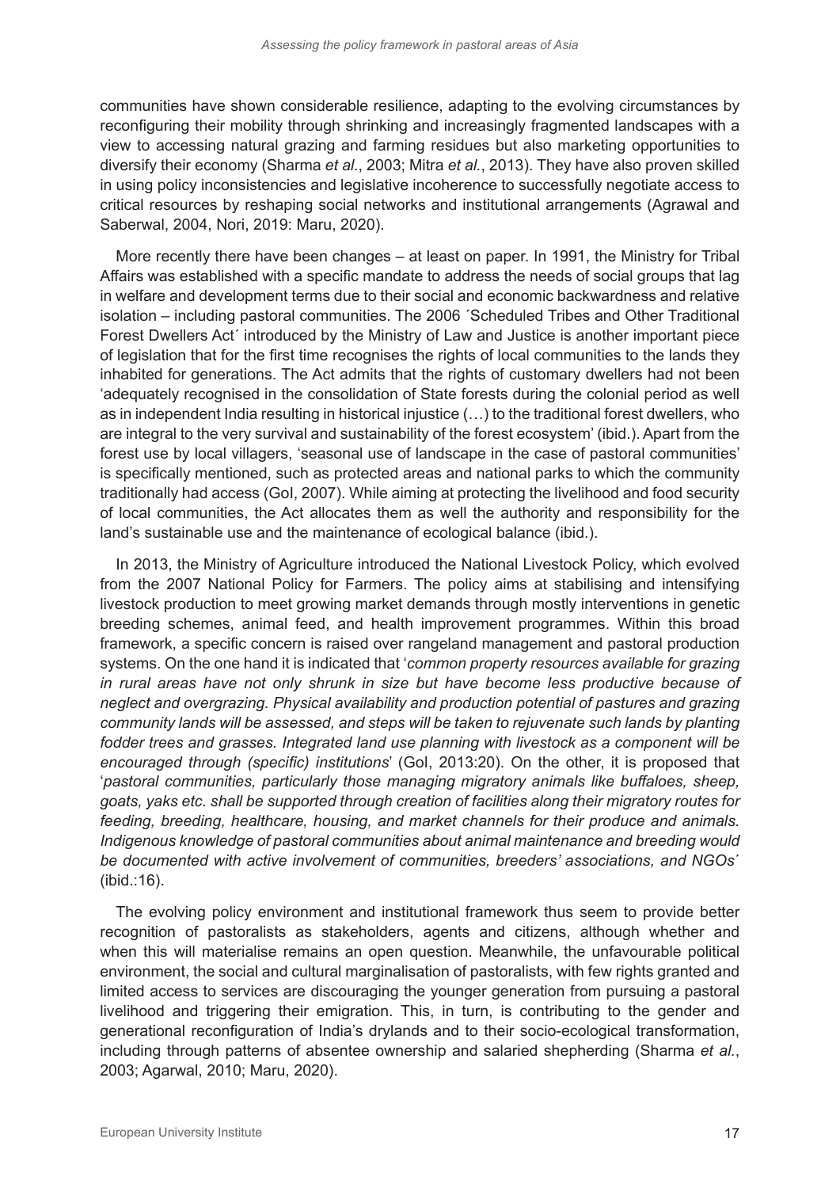communities have shown considerable resilience, adapting to the evolving circumstances by reconfiguring their mobility through shrinking and increasingly fragmented landscapes with a view to accessing natural grazing and farming residues but also marketing opportunities to diversify their economy (Sharma *et al.*, 2003; Mitra *et al.*, 2013). They have also proven skilled in using policy inconsistencies and legislative incoherence to successfully negotiate access to critical resources by reshaping social networks and institutional arrangements (Agrawal and Saberwal, 2004, Nori, 2019: Maru, 2020).

More recently there have been changes – at least on paper. In 1991, the Ministry for Tribal Affairs was established with a specific mandate to address the needs of social groups that lag in welfare and development terms due to their social and economic backwardness and relative isolation – including pastoral communities. The 2006 ´Scheduled Tribes and Other Traditional Forest Dwellers Act´ introduced by the Ministry of Law and Justice is another important piece of legislation that for the first time recognises the rights of local communities to the lands they inhabited for generations. The Act admits that the rights of customary dwellers had not been 'adequately recognised in the consolidation of State forests during the colonial period as well as in independent India resulting in historical injustice (…) to the traditional forest dwellers, who are integral to the very survival and sustainability of the forest ecosystem' (ibid.). Apart from the forest use by local villagers, 'seasonal use of landscape in the case of pastoral communities' is specifically mentioned, such as protected areas and national parks to which the community traditionally had access (GoI, 2007). While aiming at protecting the livelihood and food security of local communities, the Act allocates them as well the authority and responsibility for the land's sustainable use and the maintenance of ecological balance (ibid.).

In 2013, the Ministry of Agriculture introduced the National Livestock Policy, which evolved from the 2007 National Policy for Farmers. The policy aims at stabilising and intensifying livestock production to meet growing market demands through mostly interventions in genetic breeding schemes, animal feed, and health improvement programmes. Within this broad framework, a specific concern is raised over rangeland management and pastoral production systems. On the one hand it is indicated that '*common property resources available for grazing in rural areas have not only shrunk in size but have become less productive because of neglect and overgrazing. Physical availability and production potential of pastures and grazing community lands will be assessed, and steps will be taken to rejuvenate such lands by planting fodder trees and grasses. Integrated land use planning with livestock as a component will be encouraged through (specific) institutions*' (GoI, 2013:20). On the other, it is proposed that '*pastoral communities, particularly those managing migratory animals like buffaloes, sheep, goats, yaks etc. shall be supported through creation of facilities along their migratory routes for feeding, breeding, healthcare, housing, and market channels for their produce and animals. Indigenous knowledge of pastoral communities about animal maintenance and breeding would be documented with active involvement of communities, breeders' associations, and NGOs´* (ibid.:16).

The evolving policy environment and institutional framework thus seem to provide better recognition of pastoralists as stakeholders, agents and citizens, although whether and when this will materialise remains an open question. Meanwhile, the unfavourable political environment, the social and cultural marginalisation of pastoralists, with few rights granted and limited access to services are discouraging the younger generation from pursuing a pastoral livelihood and triggering their emigration. This, in turn, is contributing to the gender and generational reconfiguration of India's drylands and to their socio-ecological transformation, including through patterns of absentee ownership and salaried shepherding (Sharma *et al.*, 2003; Agarwal, 2010; Maru, 2020).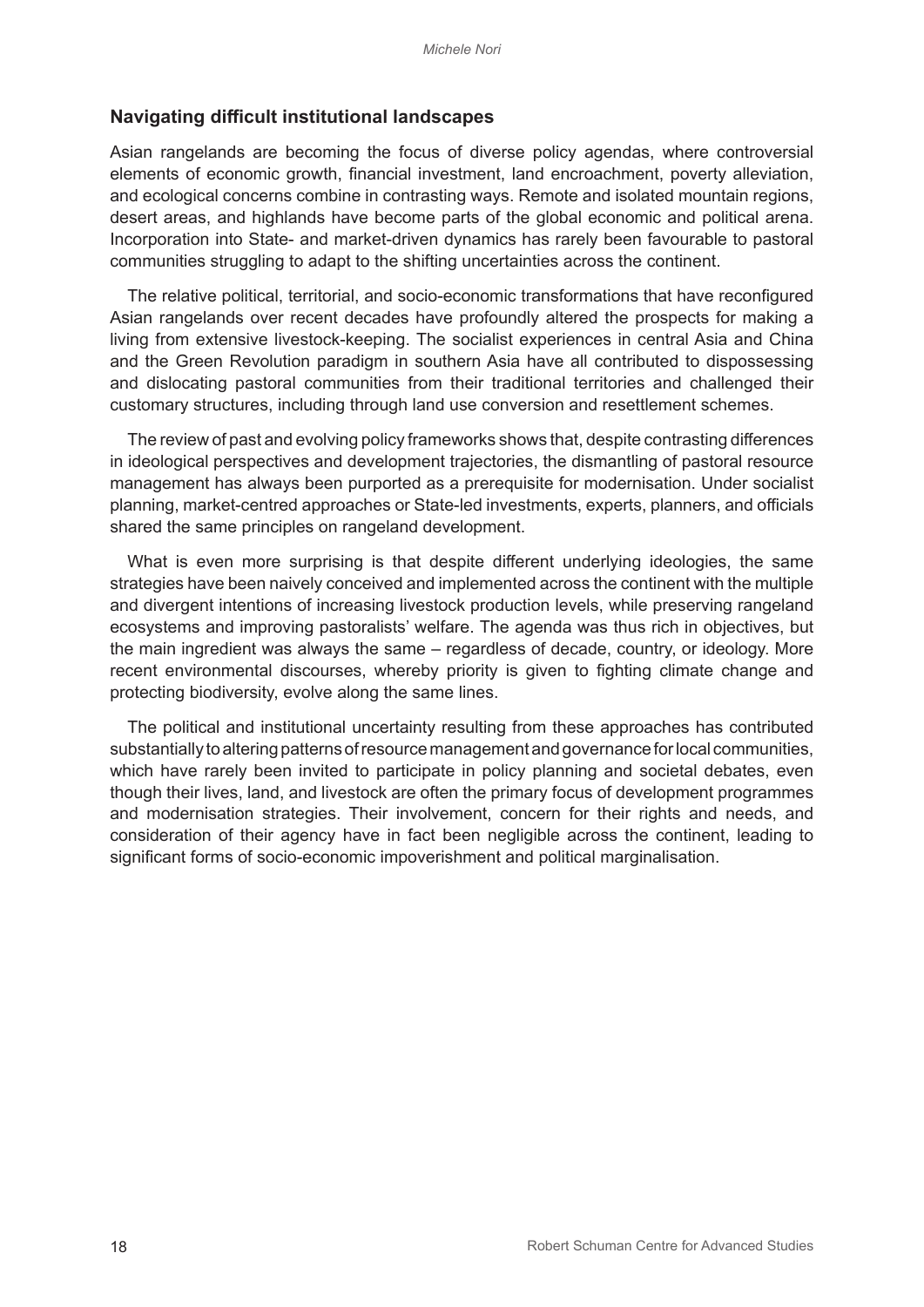## Navigating difficult institutional landscapes

Asian rangelands are becoming the focus of diverse policy agendas, where controversial elements of economic growth, financial investment, land encroachment, poverty alleviation, and ecological concerns combine in contrasting ways. Remote and isolated mountain regions, desert areas, and highlands have become parts of the global economic and political arena. Incorporation into State- and market-driven dynamics has rarely been favourable to pastoral communities struggling to adapt to the shifting uncertainties across the continent.

The relative political, territorial, and socio-economic transformations that have reconfigured Asian rangelands over recent decades have profoundly altered the prospects for making a living from extensive livestock-keeping. The socialist experiences in central Asia and China and the Green Revolution paradigm in southern Asia have all contributed to dispossessing and dislocating pastoral communities from their traditional territories and challenged their customary structures, including through land use conversion and resettlement schemes.

The review of past and evolving policy frameworks shows that, despite contrasting differences in ideological perspectives and development trajectories, the dismantling of pastoral resource management has always been purported as a prerequisite for modernisation. Under socialist planning, market-centred approaches or State-led investments, experts, planners, and officials shared the same principles on rangeland development.

What is even more surprising is that despite different underlying ideologies, the same strategies have been naively conceived and implemented across the continent with the multiple and divergent intentions of increasing livestock production levels, while preserving rangeland ecosystems and improving pastoralists' welfare. The agenda was thus rich in objectives, but the main ingredient was always the same – regardless of decade, country, or ideology. More recent environmental discourses, whereby priority is given to fighting climate change and protecting biodiversity, evolve along the same lines.

The political and institutional uncertainty resulting from these approaches has contributed substantially to altering patterns of resource management and governance for local communities, which have rarely been invited to participate in policy planning and societal debates, even though their lives, land, and livestock are often the primary focus of development programmes and modernisation strategies. Their involvement, concern for their rights and needs, and consideration of their agency have in fact been negligible across the continent, leading to significant forms of socio-economic impoverishment and political marginalisation.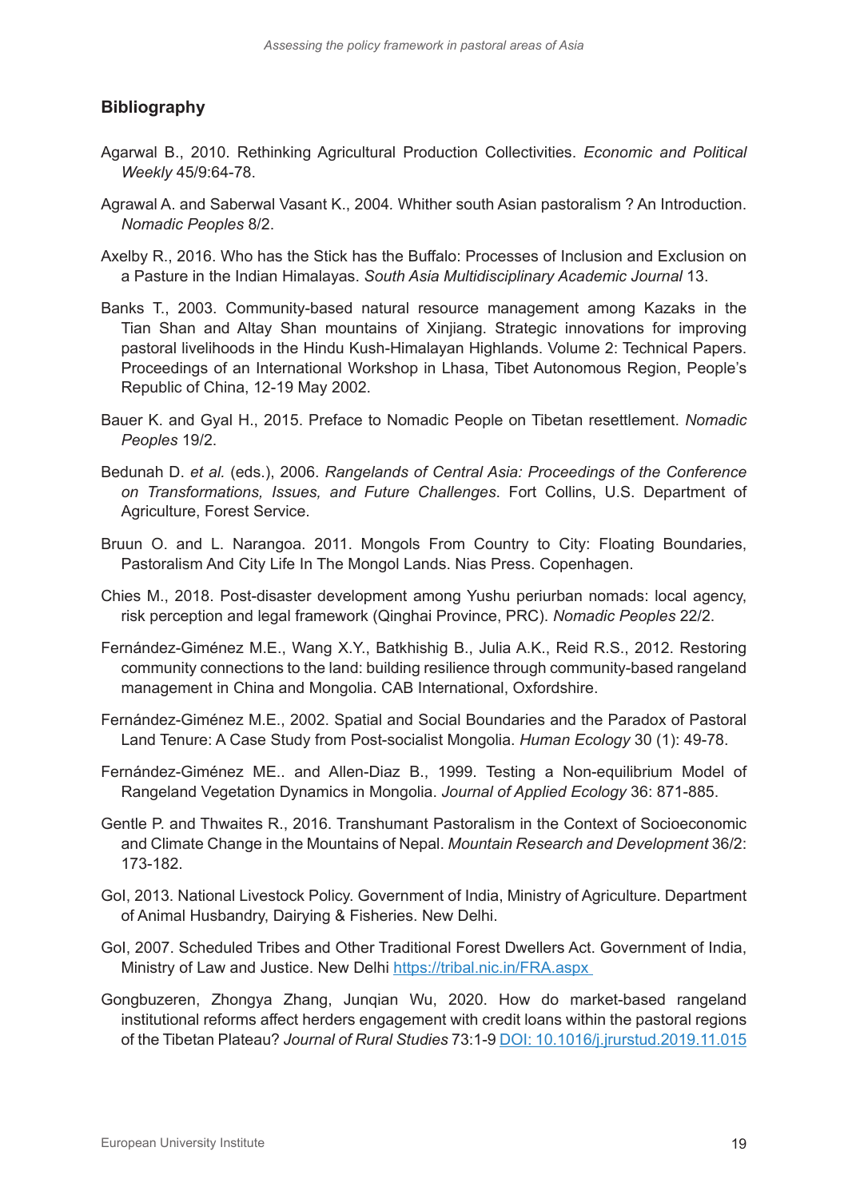## Bibliography

Agarwal B., 2010. Rethinking Agricultural Production Collectivities. *Economic and Political Weekly* 45/9:64-78.

Agrawal A. and Saberwal Vasant K., 2004. Whither south Asian pastoralism ? An Introduction. *Nomadic Peoples* 8/2.

Axelby R., 2016. Who has the Stick has the Buffalo: Processes of Inclusion and Exclusion on a Pasture in the Indian Himalayas. *South Asia Multidisciplinary Academic Journal* 13.

Banks T., 2003. Community-based natural resource management among Kazaks in the Tian Shan and Altay Shan mountains of Xinjiang. Strategic innovations for improving pastoral livelihoods in the Hindu Kush-Himalayan Highlands. Volume 2: Technical Papers. Proceedings of an International Workshop in Lhasa, Tibet Autonomous Region, People's Republic of China, 12-19 May 2002.

Bauer K. and Gyal H., 2015. Preface to Nomadic People on Tibetan resettlement. *Nomadic Peoples* 19/2.

Bedunah D. *et al.* (eds.), 2006. *Rangelands of Central Asia: Proceedings of the Conference on Transformations, Issues, and Future Challenges*. Fort Collins, U.S. Department of Agriculture, Forest Service.

Bruun O. and L. Narangoa. 2011. Mongols From Country to City: Floating Boundaries, Pastoralism And City Life In The Mongol Lands. Nias Press. Copenhagen.

Chies M., 2018. Post-disaster development among Yushu periurban nomads: local agency, risk perception and legal framework (Qinghai Province, PRC). *Nomadic Peoples* 22/2.

Fernández-Giménez M.E., Wang X.Y., Batkhishig B., Julia A.K., Reid R.S., 2012. Restoring community connections to the land: building resilience through community-based rangeland management in China and Mongolia. CAB International, Oxfordshire.

Fernández-Giménez M.E., 2002. Spatial and Social Boundaries and the Paradox of Pastoral Land Tenure: A Case Study from Post-socialist Mongolia. *Human Ecology* 30 (1): 49-78.

Fernández-Giménez ME.. and Allen-Diaz B., 1999. Testing a Non-equilibrium Model of Rangeland Vegetation Dynamics in Mongolia. *Journal of Applied Ecology* 36: 871-885.

Gentle P. and Thwaites R., 2016. Transhumant Pastoralism in the Context of Socioeconomic and Climate Change in the Mountains of Nepal. *Mountain Research and Development* 36/2: 173-182.

GoI, 2013. National Livestock Policy. Government of India, Ministry of Agriculture. Department of Animal Husbandry, Dairying & Fisheries. New Delhi.

GoI, 2007. Scheduled Tribes and Other Traditional Forest Dwellers Act. Government of India, Ministry of Law and Justice. New Delhi https://tribal.nic.in/FRA.aspx

Gongbuzeren, Zhongya Zhang, Junqian Wu, 2020. How do market-based rangeland institutional reforms affect herders engagement with credit loans within the pastoral regions of the Tibetan Plateau? *Journal of Rural Studies* 73:1-9 DOI: 10.1016/j.jrurstud.2019.11.015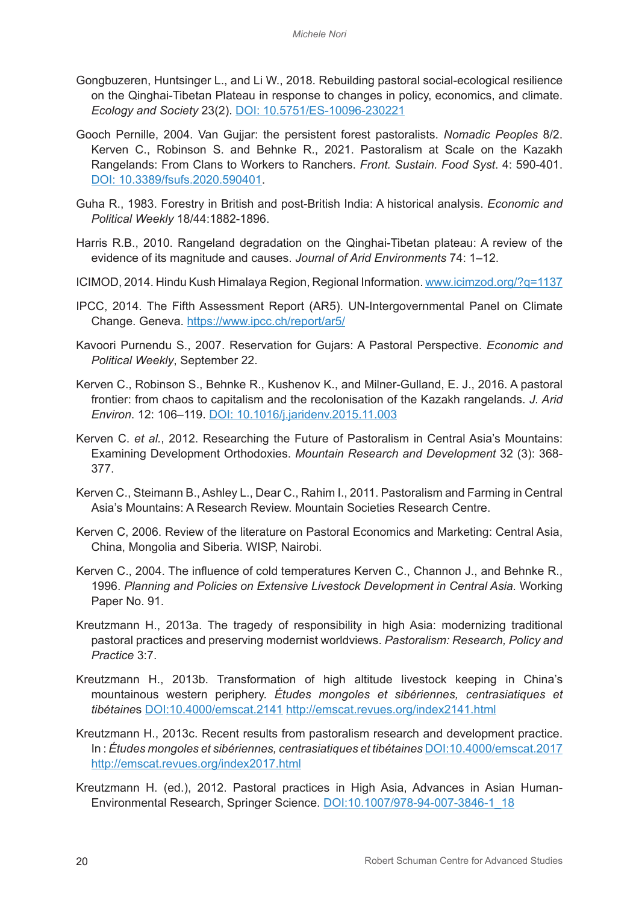Gongbuzeren, Huntsinger L., and Li W., 2018. Rebuilding pastoral social-ecological resilience on the Qinghai-Tibetan Plateau in response to changes in policy, economics, and climate. *Ecology and Society* 23(2). DOI: 10.5751/ES-10096-230221

Gooch Pernille, 2004. Van Gujjar: the persistent forest pastoralists. *Nomadic Peoples* 8/2. Kerven C., Robinson S. and Behnke R., 2021. Pastoralism at Scale on the Kazakh Rangelands: From Clans to Workers to Ranchers. *Front. Sustain. Food Syst*. 4: 590-401. DOI: 10.3389/fsufs.2020.590401.

Guha R., 1983. Forestry in British and post-British India: A historical analysis. *Economic and Political Weekly* 18/44:1882-1896.

Harris R.B., 2010. Rangeland degradation on the Qinghai-Tibetan plateau: A review of the evidence of its magnitude and causes. *Journal of Arid Environments* 74: 1–12.

ICIMOD, 2014. Hindu Kush Himalaya Region, Regional Information. www.icimzod.org/?q=1137

IPCC, 2014. The Fifth Assessment Report (AR5). UN-Intergovernmental Panel on Climate Change. Geneva. https://www.ipcc.ch/report/ar5/

Kavoori Purnendu S., 2007. Reservation for Gujars: A Pastoral Perspective. *Economic and Political Weekly*, September 22.

Kerven C., Robinson S., Behnke R., Kushenov K., and Milner-Gulland, E. J., 2016. A pastoral frontier: from chaos to capitalism and the recolonisation of the Kazakh rangelands. *J. Arid Environ*. 12: 106–119. DOI: 10.1016/j.jaridenv.2015.11.003

Kerven C. *et al.*, 2012. Researching the Future of Pastoralism in Central Asia's Mountains: Examining Development Orthodoxies. *Mountain Research and Development* 32 (3): 368-377.

Kerven C., Steimann B., Ashley L., Dear C., Rahim I., 2011. Pastoralism and Farming in Central Asia's Mountains: A Research Review. Mountain Societies Research Centre.

Kerven C, 2006. Review of the literature on Pastoral Economics and Marketing: Central Asia, China, Mongolia and Siberia. WISP, Nairobi.

Kerven C., 2004. The influence of cold temperatures Kerven C., Channon J., and Behnke R., 1996. *Planning and Policies on Extensive Livestock Development in Central Asia.* Working Paper No. 91.

Kreutzmann H., 2013a. The tragedy of responsibility in high Asia: modernizing traditional pastoral practices and preserving modernist worldviews. *Pastoralism: Research, Policy and Practice* 3:7.

Kreutzmann H., 2013b. Transformation of high altitude livestock keeping in China's mountainous western periphery. *Études mongoles et sibériennes, centrasiatiques et tibétaines* DOI:10.4000/emscat.2141 http://emscat.revues.org/index2141.html

Kreutzmann H., 2013c. Recent results from pastoralism research and development practice. In : *Études mongoles et sibériennes, centrasiatiques et tibétaines* DOI:10.4000/emscat.2017 http://emscat.revues.org/index2017.html

Kreutzmann H. (ed.), 2012. Pastoral practices in High Asia, Advances in Asian Human-Environmental Research, Springer Science. DOI:10.1007/978-94-007-3846-1_18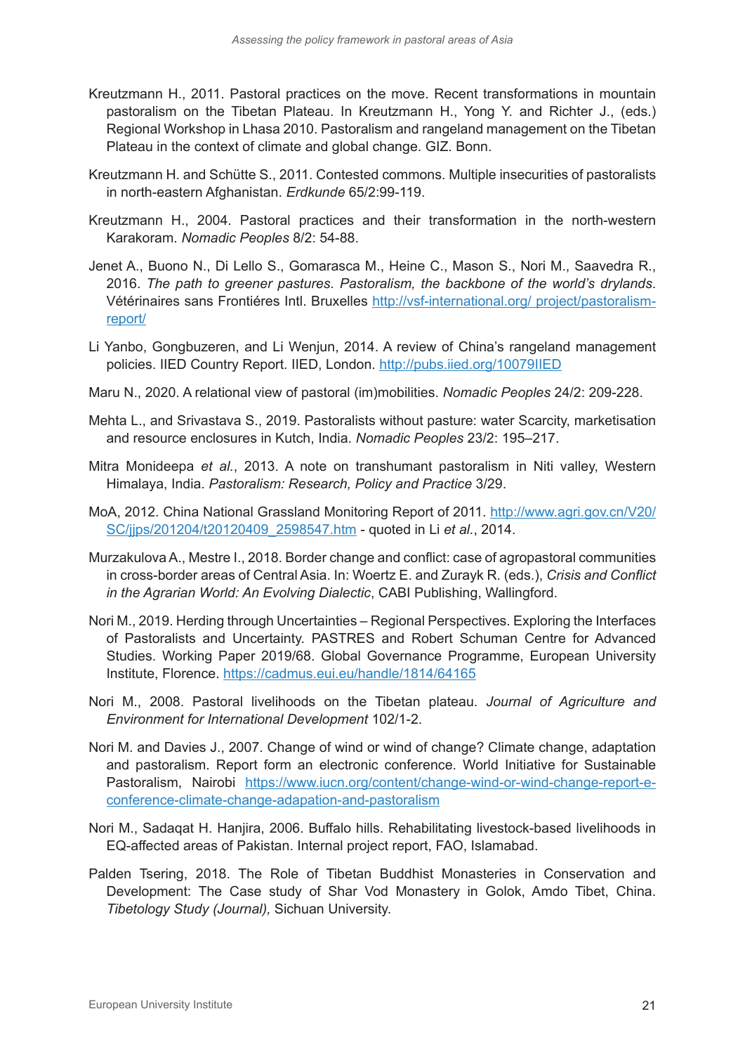Kreutzmann H., 2011. Pastoral practices on the move. Recent transformations in mountain pastoralism on the Tibetan Plateau. In Kreutzmann H., Yong Y. and Richter J., (eds.) Regional Workshop in Lhasa 2010. Pastoralism and rangeland management on the Tibetan Plateau in the context of climate and global change. GIZ. Bonn.

Kreutzmann H. and Schütte S., 2011. Contested commons. Multiple insecurities of pastoralists in north-eastern Afghanistan. *Erdkunde* 65/2:99-119.

Kreutzmann H., 2004. Pastoral practices and their transformation in the north-western Karakoram. *Nomadic Peoples* 8/2: 54-88.

Jenet A., Buono N., Di Lello S., Gomarasca M., Heine C., Mason S., Nori M., Saavedra R., 2016. *The path to greener pastures. Pastoralism, the backbone of the world's drylands*. Vétérinaires sans Frontiéres Intl. Bruxelles http://vsf-international.org/ project/pastoralism-report/

Li Yanbo, Gongbuzeren, and Li Wenjun, 2014. A review of China's rangeland management policies. IIED Country Report. IIED, London. http://pubs.iied.org/10079IIED

Maru N., 2020. A relational view of pastoral (im)mobilities. *Nomadic Peoples* 24/2: 209-228.

Mehta L., and Srivastava S., 2019. Pastoralists without pasture: water Scarcity, marketisation and resource enclosures in Kutch, India. *Nomadic Peoples* 23/2: 195–217.

Mitra Monideepa *et al.*, 2013. A note on transhumant pastoralism in Niti valley, Western Himalaya, India. *Pastoralism: Research, Policy and Practice* 3/29.

MoA, 2012. China National Grassland Monitoring Report of 2011. http://www.agri.gov.cn/V20/SC/jjps/201204/t20120409_2598547.htm - quoted in Li *et al.*, 2014.

Murzakulova A., Mestre I., 2018. Border change and conflict: case of agropastoral communities in cross-border areas of Central Asia. In: Woertz E. and Zurayk R. (eds.), *Crisis and Conflict in the Agrarian World: An Evolving Dialectic*, CABI Publishing, Wallingford.

Nori M., 2019. Herding through Uncertainties – Regional Perspectives. Exploring the Interfaces of Pastoralists and Uncertainty. PASTRES and Robert Schuman Centre for Advanced Studies. Working Paper 2019/68. Global Governance Programme, European University Institute, Florence. https://cadmus.eui.eu/handle/1814/64165

Nori M., 2008. Pastoral livelihoods on the Tibetan plateau. *Journal of Agriculture and Environment for International Development* 102/1-2.

Nori M. and Davies J., 2007. Change of wind or wind of change? Climate change, adaptation and pastoralism. Report form an electronic conference. World Initiative for Sustainable Pastoralism, Nairobi https://www.iucn.org/content/change-wind-or-wind-change-report-e-conference-climate-change-adapation-and-pastoralism

Nori M., Sadaqat H. Hanjira, 2006. Buffalo hills. Rehabilitating livestock-based livelihoods in EQ-affected areas of Pakistan. Internal project report, FAO, Islamabad.

Palden Tsering, 2018. The Role of Tibetan Buddhist Monasteries in Conservation and Development: The Case study of Shar Vod Monastery in Golok, Amdo Tibet, China. *Tibetology Study (Journal),* Sichuan University.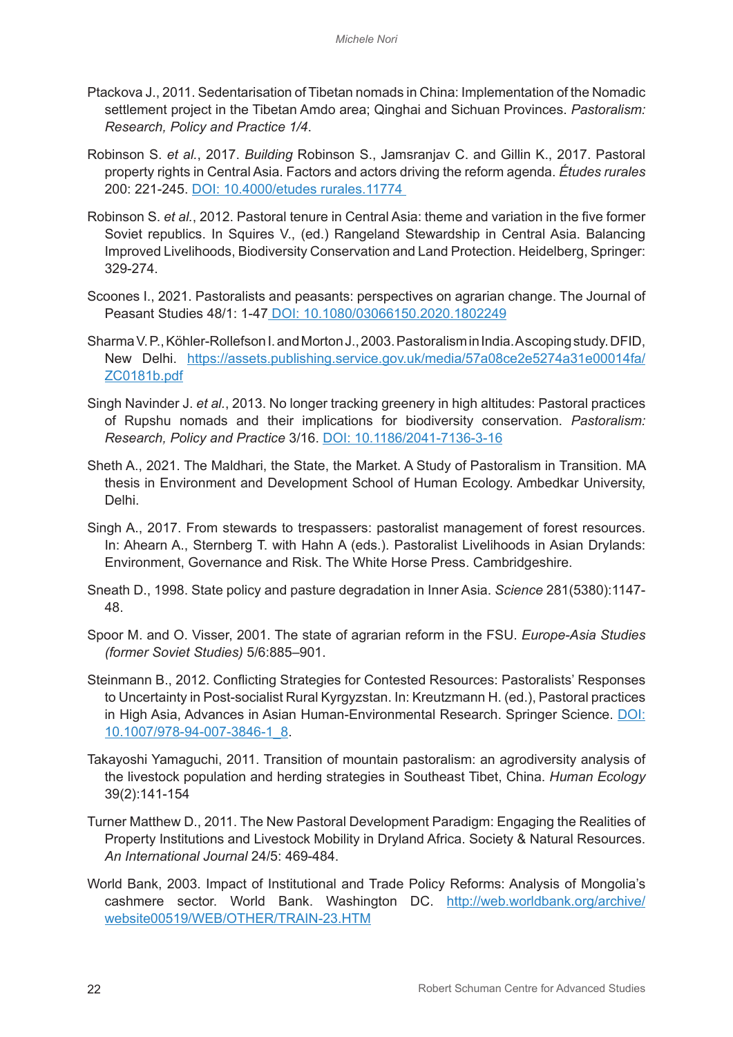Ptackova J., 2011. Sedentarisation of Tibetan nomads in China: Implementation of the Nomadic settlement project in the Tibetan Amdo area; Qinghai and Sichuan Provinces. *Pastoralism: Research, Policy and Practice 1/4*.

Robinson S. *et al.*, 2017. *Building* Robinson S., Jamsranjav C. and Gillin K., 2017. Pastoral property rights in Central Asia. Factors and actors driving the reform agenda. *Études rurales* 200: 221-245. DOI: 10.4000/etudes rurales.11774

Robinson S. *et al.*, 2012. Pastoral tenure in Central Asia: theme and variation in the five former Soviet republics. In Squires V., (ed.) Rangeland Stewardship in Central Asia. Balancing Improved Livelihoods, Biodiversity Conservation and Land Protection. Heidelberg, Springer: 329-274.

Scoones I., 2021. Pastoralists and peasants: perspectives on agrarian change. The Journal of Peasant Studies 48/1: 1-47 DOI: 10.1080/03066150.2020.1802249

Sharma V. P., Köhler-Rollefson I. and Morton J., 2003. Pastoralism in India. A scoping study. DFID, New Delhi. https://assets.publishing.service.gov.uk/media/57a08ce2e5274a31e00014fa/ZC0181b.pdf

Singh Navinder J. *et al.*, 2013. No longer tracking greenery in high altitudes: Pastoral practices of Rupshu nomads and their implications for biodiversity conservation. *Pastoralism: Research, Policy and Practice* 3/16. DOI: 10.1186/2041-7136-3-16

Sheth A., 2021. The Maldhari, the State, the Market. A Study of Pastoralism in Transition. MA thesis in Environment and Development School of Human Ecology. Ambedkar University, Delhi.

Singh A., 2017. From stewards to trespassers: pastoralist management of forest resources. In: Ahearn A., Sternberg T. with Hahn A (eds.). Pastoralist Livelihoods in Asian Drylands: Environment, Governance and Risk. The White Horse Press. Cambridgeshire.

Sneath D., 1998. State policy and pasture degradation in Inner Asia. *Science* 281(5380):1147-48.

Spoor M. and O. Visser, 2001. The state of agrarian reform in the FSU. *Europe-Asia Studies (former Soviet Studies)* 5/6:885–901.

Steinmann B., 2012. Conflicting Strategies for Contested Resources: Pastoralists' Responses to Uncertainty in Post-socialist Rural Kyrgyzstan. In: Kreutzmann H. (ed.), Pastoral practices in High Asia, Advances in Asian Human-Environmental Research. Springer Science. DOI: 10.1007/978-94-007-3846-1_8.

Takayoshi Yamaguchi, 2011. Transition of mountain pastoralism: an agrodiversity analysis of the livestock population and herding strategies in Southeast Tibet, China. *Human Ecology* 39(2):141-154

Turner Matthew D., 2011. The New Pastoral Development Paradigm: Engaging the Realities of Property Institutions and Livestock Mobility in Dryland Africa. Society & Natural Resources. *An International Journal* 24/5: 469-484.

World Bank, 2003. Impact of Institutional and Trade Policy Reforms: Analysis of Mongolia's cashmere sector. World Bank. Washington DC. http://web.worldbank.org/archive/website00519/WEB/OTHER/TRAIN-23.HTM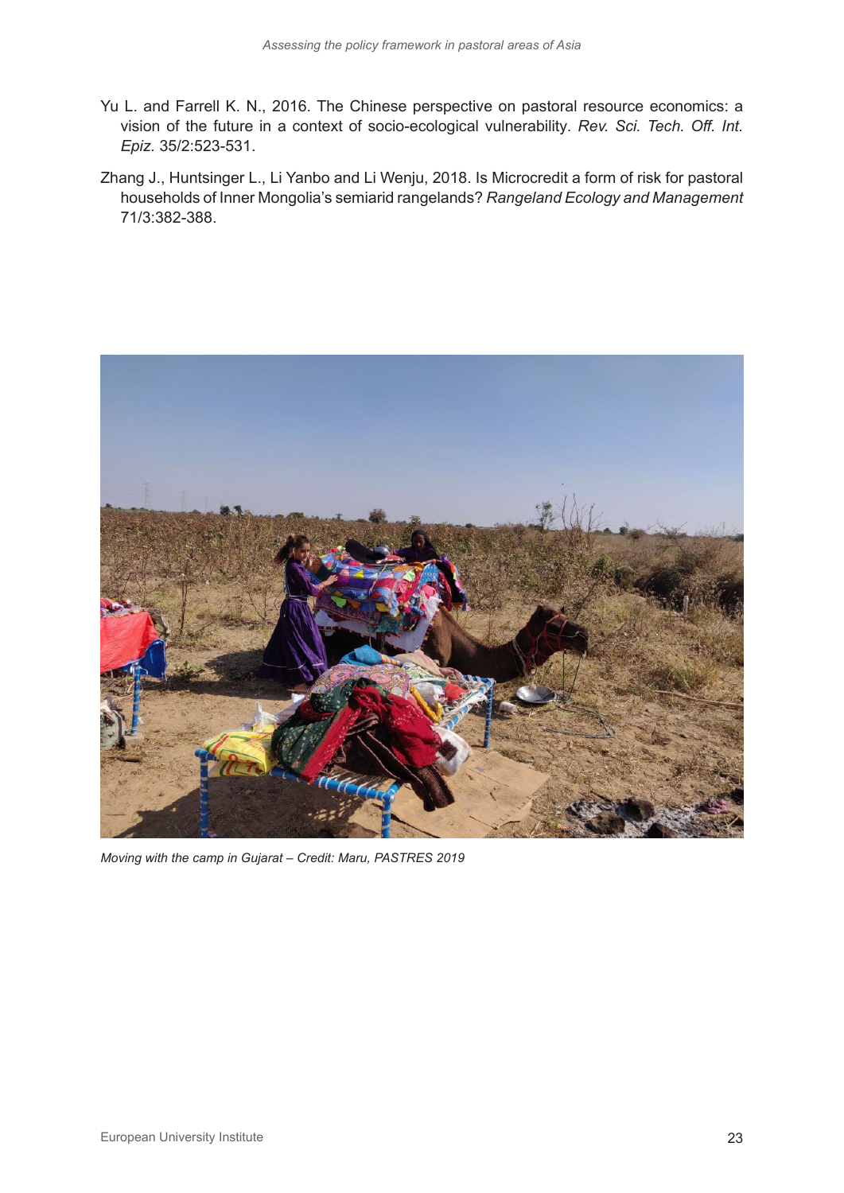Yu L. and Farrell K. N., 2016. The Chinese perspective on pastoral resource economics: a vision of the future in a context of socio-ecological vulnerability. *Rev. Sci. Tech. Off. Int. Epiz.* 35/2:523-531.

Zhang J., Huntsinger L., Li Yanbo and Li Wenju, 2018. Is Microcredit a form of risk for pastoral households of Inner Mongolia's semiarid rangelands? *Rangeland Ecology and Management* 71/3:382-388.

*Moving with the camp in Gujarat – Credit: Maru, PASTRES 2019*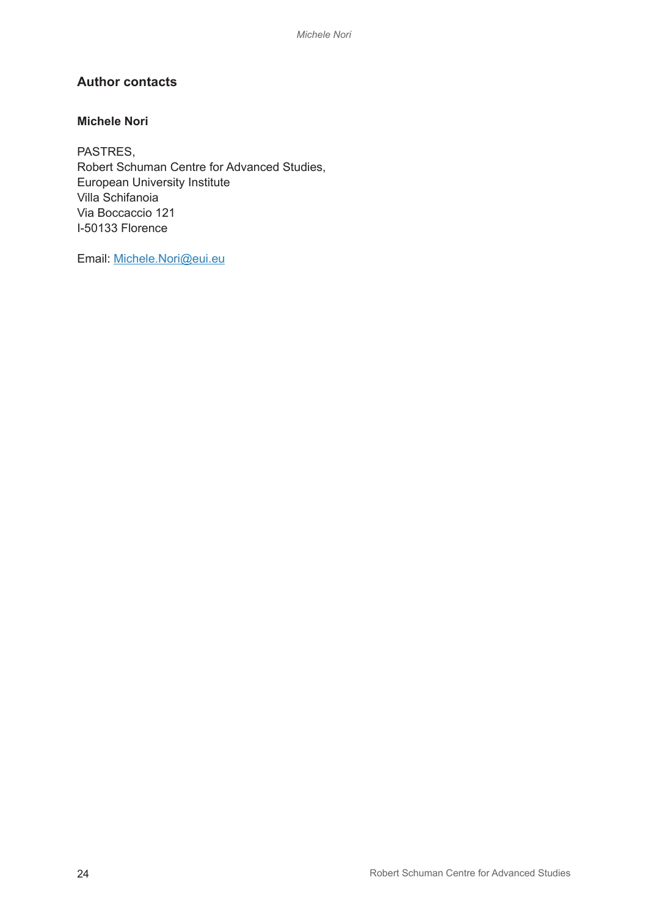## Author contacts

**Michele Nori**

PASTRES,
Robert Schuman Centre for Advanced Studies,
European University Institute
Villa Schifanoia
Via Boccaccio 121
I-50133 Florence

Email: Michele.Nori@eui.eu